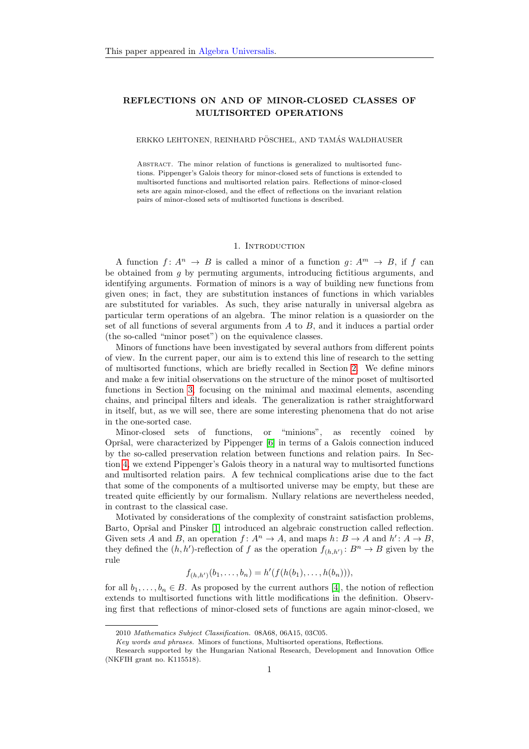This paper appeared in Algebra Universalis.

# REFLECTIONS ON AND OF MINOR-CLOSED CLASSES OF MULTISORTED OPERATIONS

ERKKO LEHTONEN, REINHARD PÖSCHEL, AND TAMÁS WALDHAUSER

Abstract. The minor relation of functions is generalized to multisorted functions. Pippenger's Galois theory for minor-closed sets of functions is extended to multisorted functions and multisorted relation pairs. Reflections of minor-closed sets are again minor-closed, and the effect of reflections on the invariant relation pairs of minor-closed sets of multisorted functions is described.

## 1. Introduction

A function $f\colon A^n \to B$ is called a minor of a function $g\colon A^m \to B$, if $f$ can be obtained from $g$ by permuting arguments, introducing fictitious arguments, and identifying arguments. Formation of minors is a way of building new functions from given ones; in fact, they are substitution instances of functions in which variables are substituted for variables. As such, they arise naturally in universal algebra as particular term operations of an algebra. The minor relation is a quasiorder on the set of all functions of several arguments from $A$ to $B$, and it induces a partial order (the so-called "minor poset") on the equivalence classes.

Minors of functions have been investigated by several authors from different points of view. In the current paper, our aim is to extend this line of research to the setting of multisorted functions, which are briefly recalled in Section 2. We define minors and make a few initial observations on the structure of the minor poset of multisorted functions in Section 3, focusing on the minimal and maximal elements, ascending chains, and principal filters and ideals. The generalization is rather straightforward in itself, but, as we will see, there are some interesting phenomena that do not arise in the one-sorted case.

Minor-closed sets of functions, or "minions", as recently coined by Opršal, were characterized by Pippenger [6] in terms of a Galois connection induced by the so-called preservation relation between functions and relation pairs. In Section 4, we extend Pippenger's Galois theory in a natural way to multisorted functions and multisorted relation pairs. A few technical complications arise due to the fact that some of the components of a multisorted universe may be empty, but these are treated quite efficiently by our formalism. Nullary relations are nevertheless needed, in contrast to the classical case.

Motivated by considerations of the complexity of constraint satisfaction problems, Barto, Opršal and Pinsker [1] introduced an algebraic construction called reflection. Given sets $A$ and $B$, an operation $f\colon A^n \to A$, and maps $h\colon B \to A$ and $h'\colon A \to B$, they defined the $(h, h')$-reflection of $f$ as the operation $f_{(h,h')}\colon B^n \to B$ given by the rule

$$f_{(h,h')}(b_1, \dots, b_n) = h'(f(h(b_1), \dots, h(b_n))),$$

for all $b_1, \dots, b_n \in B$. As proposed by the current authors [4], the notion of reflection extends to multisorted functions with little modifications in the definition. Observing first that reflections of minor-closed sets of functions are again minor-closed, we

---

2010 *Mathematics Subject Classification.* 08A68, 06A15, 03C05.

*Key words and phrases.* Minors of functions, Multisorted operations, Reflections.

Research supported by the Hungarian National Research, Development and Innovation Office (NKFIH grant no. K115518).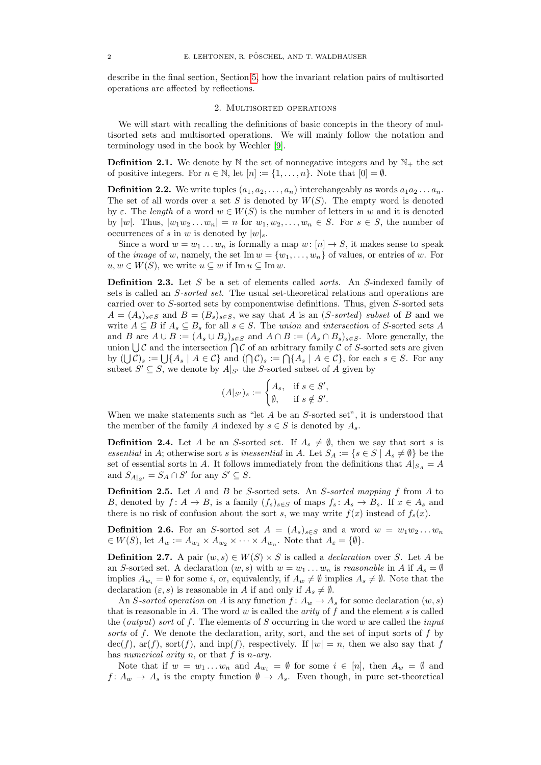describe in the final section, Section 5, how the invariant relation pairs of multisorted operations are affected by reflections.

## 2. Multisorted operations

We will start with recalling the definitions of basic concepts in the theory of multisorted sets and multisorted operations. We will mainly follow the notation and terminology used in the book by Wechler [9].

**Definition 2.1.** We denote by $\mathbb{N}$ the set of nonnegative integers and by $\mathbb{N}_+$ the set of positive integers. For $n \in \mathbb{N}$, let $[n] := \{1, \dots, n\}$. Note that $[0] = \emptyset$.

**Definition 2.2.** We write tuples $(a_1, a_2, \dots, a_n)$ interchangeably as words $a_1 a_2 \dots a_n$. The set of all words over a set $S$ is denoted by $W(S)$. The empty word is denoted by $\varepsilon$. The *length* of a word $w \in W(S)$ is the number of letters in $w$ and it is denoted by $|w|$. Thus, $|w_1 w_2 \dots w_n| = n$ for $w_1, w_2, \dots, w_n \in S$. For $s \in S$, the number of occurrences of $s$ in $w$ is denoted by $|w|_s$.

Since a word $w = w_1 \dots w_n$ is formally a map $w\colon [n] \to S$, it makes sense to speak of the *image* of $w$, namely, the set $\operatorname{Im} w = \{w_1, \dots, w_n\}$ of values, or entries of $w$. For $u, w \in W(S)$, we write $u \subseteq w$ if $\operatorname{Im} u \subseteq \operatorname{Im} w$.

**Definition 2.3.** Let $S$ be a set of elements called *sorts*. An $S$-indexed family of sets is called an *$S$-sorted set*. The usual set-theoretical relations and operations are carried over to $S$-sorted sets by componentwise definitions. Thus, given $S$-sorted sets $A = (A_s)_{s \in S}$ and $B = (B_s)_{s \in S}$, we say that $A$ is an *($S$-sorted) subset* of $B$ and we write $A \subseteq B$ if $A_s \subseteq B_s$ for all $s \in S$. The *union* and *intersection* of $S$-sorted sets $A$ and $B$ are $A \cup B := (A_s \cup B_s)_{s \in S}$ and $A \cap B := (A_s \cap B_s)_{s \in S}$. More generally, the union $\bigcup \mathcal{C}$ and the intersection $\bigcap \mathcal{C}$ of an arbitrary family $\mathcal{C}$ of $S$-sorted sets are given by $(\bigcup \mathcal{C})_s := \bigcup \{A_s \mid A \in \mathcal{C}\}$ and $(\bigcap \mathcal{C})_s := \bigcap \{A_s \mid A \in \mathcal{C}\}$, for each $s \in S$. For any subset $S' \subseteq S$, we denote by $A|_{S'}$ the $S$-sorted subset of $A$ given by

$$(A|_{S'})_s := \begin{cases} A_s, & \text{if } s \in S', \\ \emptyset, & \text{if } s \notin S'. \end{cases}$$

When we make statements such as "let $A$ be an $S$-sorted set", it is understood that the member of the family $A$ indexed by $s \in S$ is denoted by $A_s$.

**Definition 2.4.** Let $A$ be an $S$-sorted set. If $A_s \neq \emptyset$, then we say that sort $s$ is *essential* in $A$; otherwise sort $s$ is *inessential* in $A$. Let $S_A := \{s \in S \mid A_s \neq \emptyset\}$ be the set of essential sorts in $A$. It follows immediately from the definitions that $A|_{S_A} = A$ and $S_{A|_{S'}} = S_A \cap S'$ for any $S' \subseteq S$.

**Definition 2.5.** Let $A$ and $B$ be $S$-sorted sets. An *$S$-sorted mapping* $f$ from $A$ to $B$, denoted by $f\colon A \to B$, is a family $(f_s)_{s \in S}$ of maps $f_s\colon A_s \to B_s$. If $x \in A_s$ and there is no risk of confusion about the sort $s$, we may write $f(x)$ instead of $f_s(x)$.

**Definition 2.6.** For an $S$-sorted set $A = (A_s)_{s \in S}$ and a word $w = w_1 w_2 \dots w_n \in W(S)$, let $A_w := A_{w_1} \times A_{w_2} \times \dots \times A_{w_n}$. Note that $A_\varepsilon = \{\emptyset\}$.

**Definition 2.7.** A pair $(w, s) \in W(S) \times S$ is called a *declaration* over $S$. Let $A$ be an $S$-sorted set. A declaration $(w, s)$ with $w = w_1 \dots w_n$ is *reasonable* in $A$ if $A_s = \emptyset$ implies $A_{w_i} = \emptyset$ for some $i$, or, equivalently, if $A_w \neq \emptyset$ implies $A_s \neq \emptyset$. Note that the declaration $(\varepsilon, s)$ is reasonable in $A$ if and only if $A_s \neq \emptyset$.

An *$S$-sorted operation* on $A$ is any function $f\colon A_w \to A_s$ for some declaration $(w, s)$ that is reasonable in $A$. The word $w$ is called the *arity* of $f$ and the element $s$ is called the *(output) sort* of $f$. The elements of $S$ occurring in the word $w$ are called the *input sorts* of $f$. We denote the declaration, arity, sort, and the set of input sorts of $f$ by $\operatorname{dec}(f)$, $\operatorname{ar}(f)$, $\operatorname{sort}(f)$, and $\operatorname{inp}(f)$, respectively. If $|w| = n$, then we also say that $f$ has *numerical arity* $n$, or that $f$ is *$n$-ary*.

Note that if $w = w_1 \dots w_n$ and $A_{w_i} = \emptyset$ for some $i \in [n]$, then $A_w = \emptyset$ and $f\colon A_w \to A_s$ is the empty function $\emptyset \to A_s$. Even though, in pure set-theoretical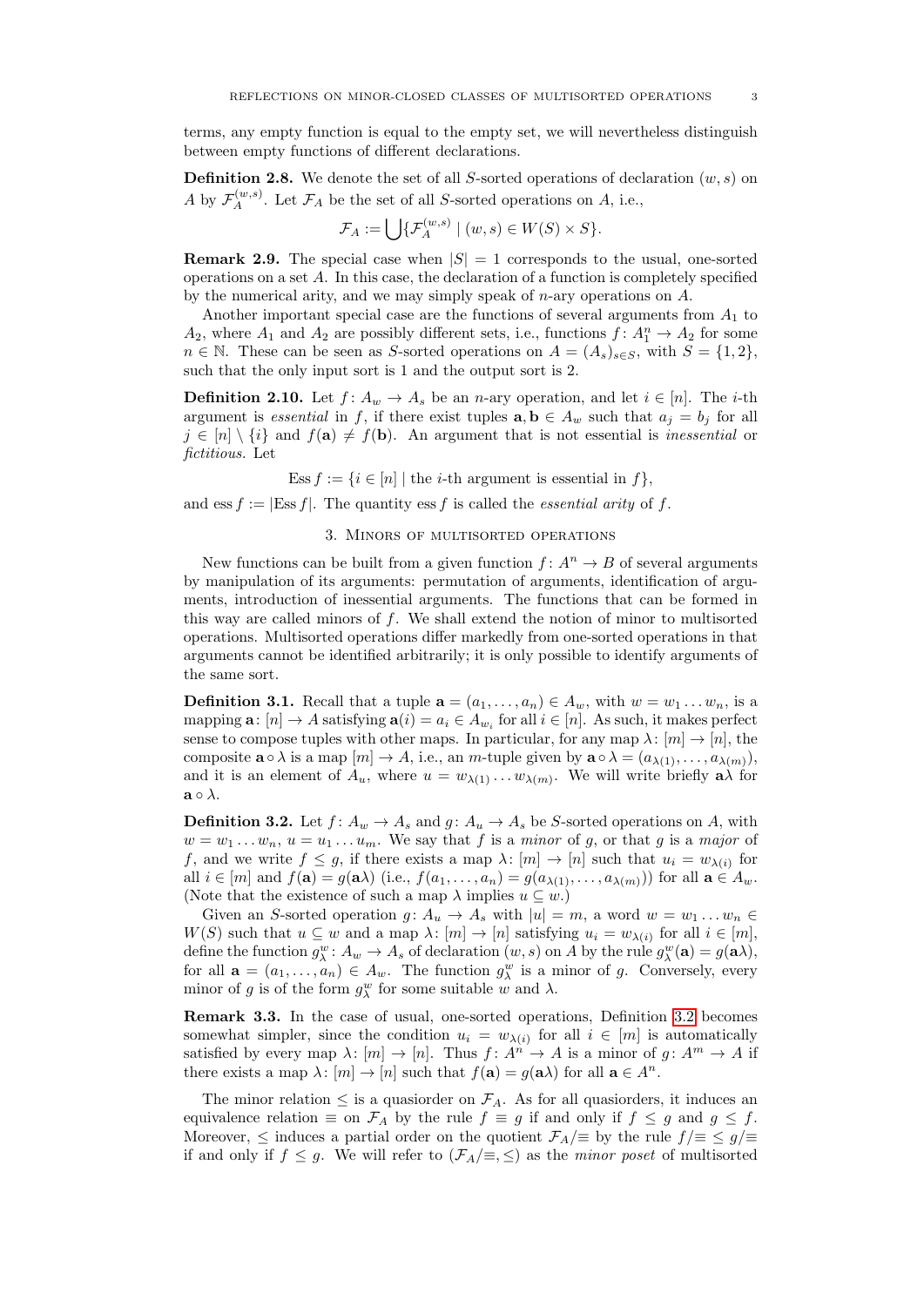terms, any empty function is equal to the empty set, we will nevertheless distinguish between empty functions of different declarations.

**Definition 2.8.** We denote the set of all $S$-sorted operations of declaration $(w, s)$ on $A$ by $\mathcal{F}_A^{(w,s)}$. Let $\mathcal{F}_A$ be the set of all $S$-sorted operations on $A$, i.e.,

$$\mathcal{F}_A := \bigcup\{\mathcal{F}_A^{(w,s)} \mid (w, s) \in W(S) \times S\}.$$

**Remark 2.9.** The special case when $|S| = 1$ corresponds to the usual, one-sorted operations on a set $A$. In this case, the declaration of a function is completely specified by the numerical arity, and we may simply speak of $n$-ary operations on $A$.

Another important special case are the functions of several arguments from $A_1$ to $A_2$, where $A_1$ and $A_2$ are possibly different sets, i.e., functions $f\colon A_1^n \to A_2$ for some $n \in \mathbb{N}$. These can be seen as $S$-sorted operations on $A = (A_s)_{s \in S}$, with $S = \{1, 2\}$, such that the only input sort is 1 and the output sort is 2.

**Definition 2.10.** Let $f\colon A_w \to A_s$ be an $n$-ary operation, and let $i \in [n]$. The $i$-th argument is *essential* in $f$, if there exist tuples $\mathbf{a}, \mathbf{b} \in A_w$ such that $a_j = b_j$ for all $j \in [n] \setminus \{i\}$ and $f(\mathbf{a}) \neq f(\mathbf{b})$. An argument that is not essential is *inessential* or *fictitious.* Let

$$\operatorname{Ess} f := \{i \in [n] \mid \text{the } i\text{-th argument is essential in } f\},$$

and $\operatorname{ess} f := |\operatorname{Ess} f|$. The quantity $\operatorname{ess} f$ is called the *essential arity* of $f$.

## 3. Minors of multisorted operations

New functions can be built from a given function $f\colon A^n \to B$ of several arguments by manipulation of its arguments: permutation of arguments, identification of arguments, introduction of inessential arguments. The functions that can be formed in this way are called minors of $f$. We shall extend the notion of minor to multisorted operations. Multisorted operations differ markedly from one-sorted operations in that arguments cannot be identified arbitrarily; it is only possible to identify arguments of the same sort.

**Definition 3.1.** Recall that a tuple $\mathbf{a} = (a_1, \ldots, a_n) \in A_w$, with $w = w_1 \ldots w_n$, is a mapping $\mathbf{a}\colon [n] \to A$ satisfying $\mathbf{a}(i) = a_i \in A_{w_i}$ for all $i \in [n]$. As such, it makes perfect sense to compose tuples with other maps. In particular, for any map $\lambda\colon [m] \to [n]$, the composite $\mathbf{a} \circ \lambda$ is a map $[m] \to A$, i.e., an $m$-tuple given by $\mathbf{a} \circ \lambda = (a_{\lambda(1)}, \ldots, a_{\lambda(m)})$, and it is an element of $A_u$, where $u = w_{\lambda(1)} \ldots w_{\lambda(m)}$. We will write briefly $\mathbf{a}\lambda$ for $\mathbf{a} \circ \lambda$.

**Definition 3.2.** Let $f\colon A_w \to A_s$ and $g\colon A_u \to A_s$ be $S$-sorted operations on $A$, with $w = w_1 \ldots w_n$, $u = u_1 \ldots u_m$. We say that $f$ is a *minor* of $g$, or that $g$ is a *major* of $f$, and we write $f \leq g$, if there exists a map $\lambda\colon [m] \to [n]$ such that $u_i = w_{\lambda(i)}$ for all $i \in [m]$ and $f(\mathbf{a}) = g(\mathbf{a}\lambda)$ (i.e., $f(a_1, \ldots, a_n) = g(a_{\lambda(1)}, \ldots, a_{\lambda(m)})$) for all $\mathbf{a} \in A_w$. (Note that the existence of such a map $\lambda$ implies $u \subseteq w$.)

Given an $S$-sorted operation $g\colon A_u \to A_s$ with $|u| = m$, a word $w = w_1 \ldots w_n \in W(S)$ such that $u \subseteq w$ and a map $\lambda\colon [m] \to [n]$ satisfying $u_i = w_{\lambda(i)}$ for all $i \in [m]$, define the function $g_\lambda^w\colon A_w \to A_s$ of declaration $(w, s)$ on $A$ by the rule $g_\lambda^w(\mathbf{a}) = g(\mathbf{a}\lambda)$, for all $\mathbf{a} = (a_1, \ldots, a_n) \in A_w$. The function $g_\lambda^w$ is a minor of $g$. Conversely, every minor of $g$ is of the form $g_\lambda^w$ for some suitable $w$ and $\lambda$.

**Remark 3.3.** In the case of usual, one-sorted operations, Definition 3.2 becomes somewhat simpler, since the condition $u_i = w_{\lambda(i)}$ for all $i \in [m]$ is automatically satisfied by every map $\lambda\colon [m] \to [n]$. Thus $f\colon A^n \to A$ is a minor of $g\colon A^m \to A$ if there exists a map $\lambda\colon [m] \to [n]$ such that $f(\mathbf{a}) = g(\mathbf{a}\lambda)$ for all $\mathbf{a} \in A^n$.

The minor relation $\leq$ is a quasiorder on $\mathcal{F}_A$. As for all quasiorders, it induces an equivalence relation $\equiv$ on $\mathcal{F}_A$ by the rule $f \equiv g$ if and only if $f \leq g$ and $g \leq f$. Moreover, $\leq$ induces a partial order on the quotient $\mathcal{F}_A/{\equiv}$ by the rule $f/{\equiv} \leq g/{\equiv}$ if and only if $f \leq g$. We will refer to $(\mathcal{F}_A/{\equiv}, \leq)$ as the *minor poset* of multisorted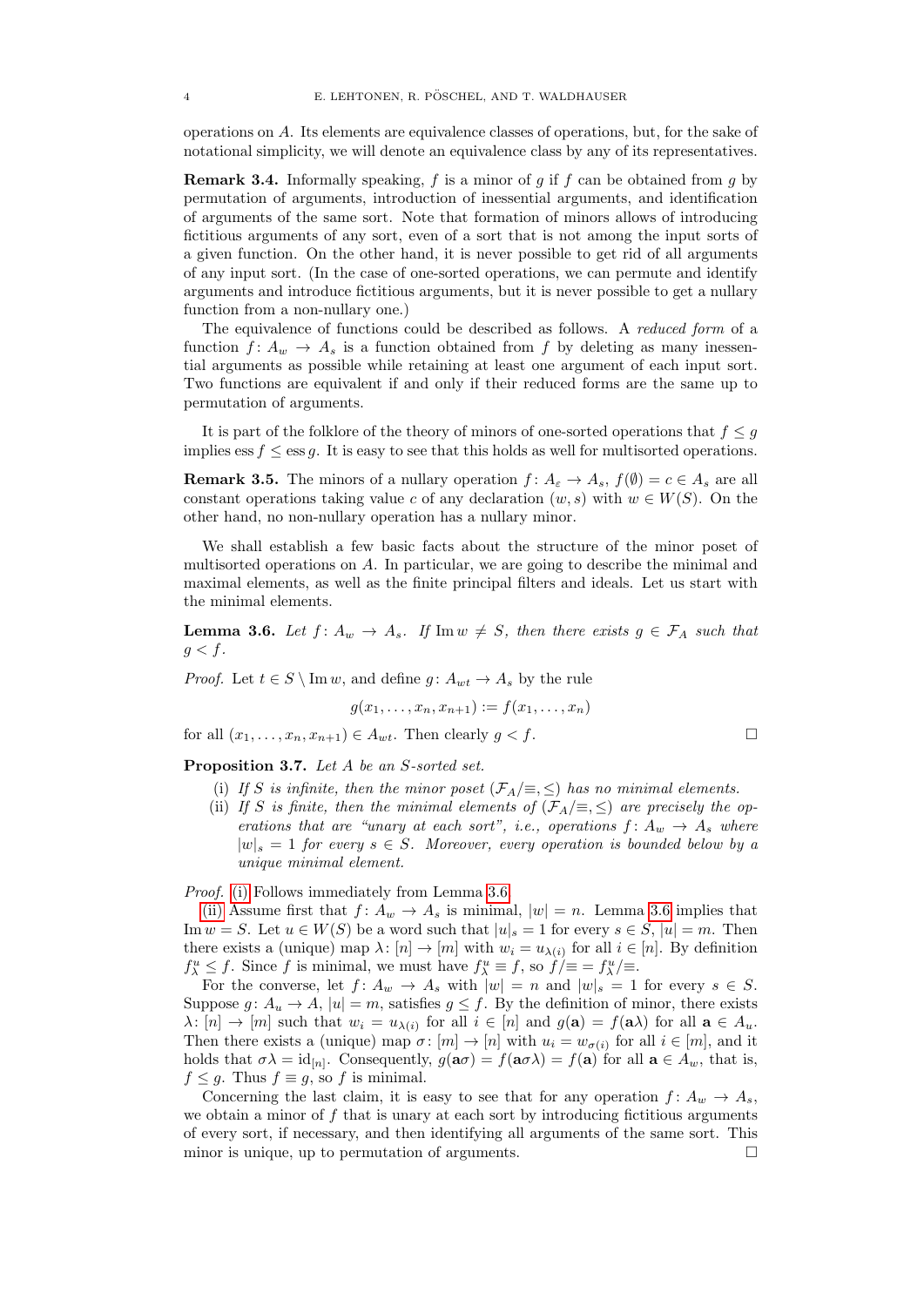operations on $A$. Its elements are equivalence classes of operations, but, for the sake of notational simplicity, we will denote an equivalence class by any of its representatives.

**Remark 3.4.** Informally speaking, $f$ is a minor of $g$ if $f$ can be obtained from $g$ by permutation of arguments, introduction of inessential arguments, and identification of arguments of the same sort. Note that formation of minors allows of introducing fictitious arguments of any sort, even of a sort that is not among the input sorts of a given function. On the other hand, it is never possible to get rid of all arguments of any input sort. (In the case of one-sorted operations, we can permute and identify arguments and introduce fictitious arguments, but it is never possible to get a nullary function from a non-nullary one.)

The equivalence of functions could be described as follows. A *reduced form* of a function $f\colon A_w \to A_s$ is a function obtained from $f$ by deleting as many inessential arguments as possible while retaining at least one argument of each input sort. Two functions are equivalent if and only if their reduced forms are the same up to permutation of arguments.

It is part of the folklore of the theory of minors of one-sorted operations that $f \leq g$ implies $\operatorname{ess} f \leq \operatorname{ess} g$. It is easy to see that this holds as well for multisorted operations.

**Remark 3.5.** The minors of a nullary operation $f\colon A_\varepsilon \to A_s$, $f(\emptyset) = c \in A_s$ are all constant operations taking value $c$ of any declaration $(w, s)$ with $w \in W(S)$. On the other hand, no non-nullary operation has a nullary minor.

We shall establish a few basic facts about the structure of the minor poset of multisorted operations on $A$. In particular, we are going to describe the minimal and maximal elements, as well as the finite principal filters and ideals. Let us start with the minimal elements.

**Lemma 3.6.** *Let $f\colon A_w \to A_s$. If $\operatorname{Im} w \neq S$, then there exists $g \in \mathcal{F}_A$ such that $g < f$.*

*Proof.* Let $t \in S \setminus \operatorname{Im} w$, and define $g\colon A_{wt} \to A_s$ by the rule

$$g(x_1, \dots, x_n, x_{n+1}) := f(x_1, \dots, x_n)$$

for all $(x_1, \dots, x_n, x_{n+1}) \in A_{wt}$. Then clearly $g < f$. □

**Proposition 3.7.** *Let $A$ be an $S$-sorted set.*

(i) *If $S$ is infinite, then the minor poset $(\mathcal{F}_A/{\equiv}, \leq)$ has no minimal elements.*
(ii) *If $S$ is finite, then the minimal elements of $(\mathcal{F}_A/{\equiv}, \leq)$ are precisely the operations that are "unary at each sort", i.e., operations $f\colon A_w \to A_s$ where $|w|_s = 1$ for every $s \in S$. Moreover, every operation is bounded below by a unique minimal element.*

*Proof.* (i) Follows immediately from Lemma 3.6.

(ii) Assume first that $f\colon A_w \to A_s$ is minimal, $|w| = n$. Lemma 3.6 implies that $\operatorname{Im} w = S$. Let $u \in W(S)$ be a word such that $|u|_s = 1$ for every $s \in S$, $|u| = m$. Then there exists a (unique) map $\lambda\colon [n] \to [m]$ with $w_i = u_{\lambda(i)}$ for all $i \in [n]$. By definition $f^u_\lambda \leq f$. Since $f$ is minimal, we must have $f^u_\lambda \equiv f$, so $f/{\equiv} = f^u_\lambda/{\equiv}$.

For the converse, let $f\colon A_w \to A_s$ with $|w| = n$ and $|w|_s = 1$ for every $s \in S$. Suppose $g\colon A_u \to A$, $|u| = m$, satisfies $g \leq f$. By the definition of minor, there exists $\lambda\colon [n] \to [m]$ such that $w_i = u_{\lambda(i)}$ for all $i \in [n]$ and $g(\mathbf{a}) = f(\mathbf{a}\lambda)$ for all $\mathbf{a} \in A_u$. Then there exists a (unique) map $\sigma\colon [m] \to [n]$ with $u_i = w_{\sigma(i)}$ for all $i \in [m]$, and it holds that $\sigma\lambda = \mathrm{id}_{[n]}$. Consequently, $g(\mathbf{a}\sigma) = f(\mathbf{a}\sigma\lambda) = f(\mathbf{a})$ for all $\mathbf{a} \in A_w$, that is, $f \leq g$. Thus $f \equiv g$, so $f$ is minimal.

Concerning the last claim, it is easy to see that for any operation $f\colon A_w \to A_s$, we obtain a minor of $f$ that is unary at each sort by introducing fictitious arguments of every sort, if necessary, and then identifying all arguments of the same sort. This minor is unique, up to permutation of arguments. □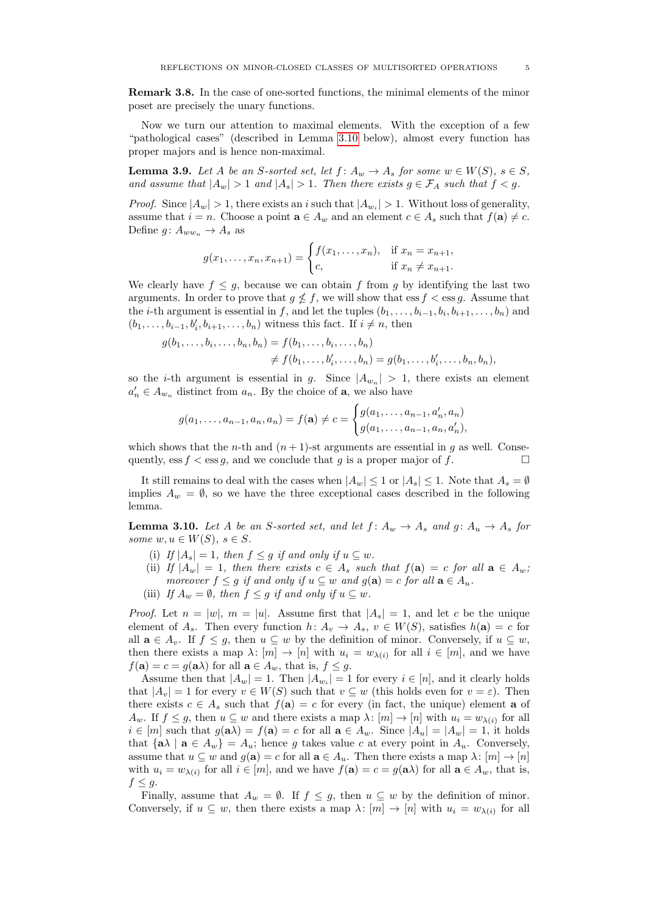**Remark 3.8.** In the case of one-sorted functions, the minimal elements of the minor poset are precisely the unary functions.

Now we turn our attention to maximal elements. With the exception of a few "pathological cases" (described in Lemma 3.10 below), almost every function has proper majors and is hence non-maximal.

**Lemma 3.9.** *Let $A$ be an $S$-sorted set, let $f\colon A_w \to A_s$ for some $w \in W(S)$, $s \in S$, and assume that $|A_w| > 1$ and $|A_s| > 1$. Then there exists $g \in \mathcal{F}_A$ such that $f < g$.*

*Proof.* Since $|A_w| > 1$, there exists an $i$ such that $|A_{w_i}| > 1$. Without loss of generality, assume that $i = n$. Choose a point $\mathbf{a} \in A_w$ and an element $c \in A_s$ such that $f(\mathbf{a}) \neq c$. Define $g\colon A_{ww_n} \to A_s$ as

$$g(x_1, \dots, x_n, x_{n+1}) = \begin{cases} f(x_1, \dots, x_n), & \text{if } x_n = x_{n+1}, \\ c, & \text{if } x_n \neq x_{n+1}. \end{cases}$$

We clearly have $f \leq g$, because we can obtain $f$ from $g$ by identifying the last two arguments. In order to prove that $g \nleq f$, we will show that $\operatorname{ess} f < \operatorname{ess} g$. Assume that the $i$-th argument is essential in $f$, and let the tuples $(b_1, \dots, b_{i-1}, b_i, b_{i+1}, \dots, b_n)$ and $(b_1, \dots, b_{i-1}, b'_i, b_{i+1}, \dots, b_n)$ witness this fact. If $i \neq n$, then

$$\begin{aligned} g(b_1, \dots, b_i, \dots, b_n, b_n) &= f(b_1, \dots, b_i, \dots, b_n) \\ &\neq f(b_1, \dots, b'_i, \dots, b_n) = g(b_1, \dots, b'_i, \dots, b_n, b_n), \end{aligned}$$

so the $i$-th argument is essential in $g$. Since $|A_{w_n}| > 1$, there exists an element $a'_n \in A_{w_n}$ distinct from $a_n$. By the choice of $\mathbf{a}$, we also have

$$g(a_1, \dots, a_{n-1}, a_n, a_n) = f(\mathbf{a}) \neq c = \begin{cases} g(a_1, \dots, a_{n-1}, a'_n, a_n) \\ g(a_1, \dots, a_{n-1}, a_n, a'_n), \end{cases}$$

which shows that the $n$-th and $(n+1)$-st arguments are essential in $g$ as well. Consequently, $\operatorname{ess} f < \operatorname{ess} g$, and we conclude that $g$ is a proper major of $f$. $\square$

It still remains to deal with the cases when $|A_w| \leq 1$ or $|A_s| \leq 1$. Note that $A_s = \emptyset$ implies $A_w = \emptyset$, so we have the three exceptional cases described in the following lemma.

**Lemma 3.10.** *Let $A$ be an $S$-sorted set, and let $f\colon A_w \to A_s$ and $g\colon A_u \to A_s$ for some $w, u \in W(S)$, $s \in S$.*

(i) *If $|A_s| = 1$, then $f \leq g$ if and only if $u \subseteq w$.*
(ii) *If $|A_w| = 1$, then there exists $c \in A_s$ such that $f(\mathbf{a}) = c$ for all $\mathbf{a} \in A_w$; moreover $f \leq g$ if and only if $u \subseteq w$ and $g(\mathbf{a}) = c$ for all $\mathbf{a} \in A_u$.*
(iii) *If $A_w = \emptyset$, then $f \leq g$ if and only if $u \subseteq w$.*

*Proof.* Let $n = |w|$, $m = |u|$. Assume first that $|A_s| = 1$, and let $c$ be the unique element of $A_s$. Then every function $h\colon A_v \to A_s$, $v \in W(S)$, satisfies $h(\mathbf{a}) = c$ for all $\mathbf{a} \in A_v$. If $f \leq g$, then $u \subseteq w$ by the definition of minor. Conversely, if $u \subseteq w$, then there exists a map $\lambda\colon [m] \to [n]$ with $u_i = w_{\lambda(i)}$ for all $i \in [m]$, and we have $f(\mathbf{a}) = c = g(\mathbf{a}\lambda)$ for all $\mathbf{a} \in A_w$, that is, $f \leq g$.

Assume then that $|A_w| = 1$. Then $|A_{w_i}| = 1$ for every $i \in [n]$, and it clearly holds that $|A_v| = 1$ for every $v \in W(S)$ such that $v \subseteq w$ (this holds even for $v = \varepsilon$). Then there exists $c \in A_s$ such that $f(\mathbf{a}) = c$ for every (in fact, the unique) element $\mathbf{a}$ of $A_w$. If $f \leq g$, then $u \subseteq w$ and there exists a map $\lambda\colon [m] \to [n]$ with $u_i = w_{\lambda(i)}$ for all $i \in [m]$ such that $g(\mathbf{a}\lambda) = f(\mathbf{a}) = c$ for all $\mathbf{a} \in A_w$. Since $|A_u| = |A_w| = 1$, it holds that $\{\mathbf{a}\lambda \mid \mathbf{a} \in A_w\} = A_u$; hence $g$ takes value $c$ at every point in $A_u$. Conversely, assume that $u \subseteq w$ and $g(\mathbf{a}) = c$ for all $\mathbf{a} \in A_u$. Then there exists a map $\lambda\colon [m] \to [n]$ with $u_i = w_{\lambda(i)}$ for all $i \in [m]$, and we have $f(\mathbf{a}) = c = g(\mathbf{a}\lambda)$ for all $\mathbf{a} \in A_w$, that is, $f \leq g$.

Finally, assume that $A_w = \emptyset$. If $f \leq g$, then $u \subseteq w$ by the definition of minor. Conversely, if $u \subseteq w$, then there exists a map $\lambda\colon [m] \to [n]$ with $u_i = w_{\lambda(i)}$ for all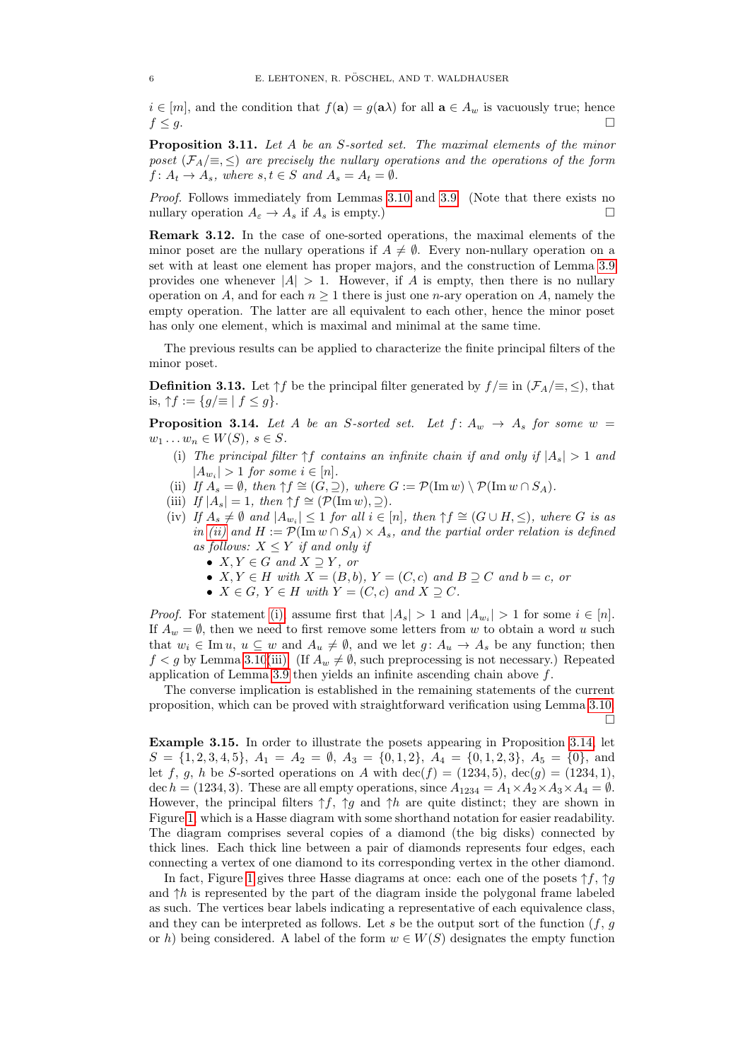$i \in [m]$, and the condition that $f(\mathbf{a}) = g(\mathbf{a}\lambda)$ for all $\mathbf{a} \in A_w$ is vacuously true; hence $f \leq g$. ◻

**Proposition 3.11.** *Let $A$ be an $S$-sorted set. The maximal elements of the minor poset $(\mathcal{F}_A/{\equiv}, \leq)$ are precisely the nullary operations and the operations of the form $f\colon A_t \to A_s$, where $s, t \in S$ and $A_s = A_t = \emptyset$.*

*Proof.* Follows immediately from Lemmas 3.10 and 3.9. (Note that there exists no nullary operation $A_\varepsilon \to A_s$ if $A_s$ is empty.) ◻

**Remark 3.12.** In the case of one-sorted operations, the maximal elements of the minor poset are the nullary operations if $A \neq \emptyset$. Every non-nullary operation on a set with at least one element has proper majors, and the construction of Lemma 3.9 provides one whenever $|A| > 1$. However, if $A$ is empty, then there is no nullary operation on $A$, and for each $n \geq 1$ there is just one $n$-ary operation on $A$, namely the empty operation. The latter are all equivalent to each other, hence the minor poset has only one element, which is maximal and minimal at the same time.

The previous results can be applied to characterize the finite principal filters of the minor poset.

**Definition 3.13.** Let $\uparrow f$ be the principal filter generated by $f/{\equiv}$ in $(\mathcal{F}_A/{\equiv}, \leq)$, that is, $\uparrow f := \{g/{\equiv} \mid f \leq g\}$.

**Proposition 3.14.** *Let $A$ be an $S$-sorted set. Let $f\colon A_w \to A_s$ for some $w = w_1 \dots w_n \in W(S)$, $s \in S$.*

- (i) *The principal filter $\uparrow f$ contains an infinite chain if and only if $|A_s| > 1$ and $|A_{w_i}| > 1$ for some $i \in [n]$.*
- (ii) *If $A_s = \emptyset$, then $\uparrow f \cong (G, \supseteq)$, where $G := \mathcal{P}(\operatorname{Im} w) \setminus \mathcal{P}(\operatorname{Im} w \cap S_A)$.*
- (iii) *If $|A_s| = 1$, then $\uparrow f \cong (\mathcal{P}(\operatorname{Im} w), \supseteq)$.*
- (iv) *If $A_s \neq \emptyset$ and $|A_{w_i}| \leq 1$ for all $i \in [n]$, then $\uparrow f \cong (G \cup H, \leq)$, where $G$ is as in (ii) and $H := \mathcal{P}(\operatorname{Im} w \cap S_A) \times A_s$, and the partial order relation is defined as follows: $X \leq Y$ if and only if*
  - *$X, Y \in G$ and $X \supseteq Y$, or*
  - *$X, Y \in H$ with $X = (B, b)$, $Y = (C, c)$ and $B \supseteq C$ and $b = c$, or*
  - *$X \in G$, $Y \in H$ with $Y = (C, c)$ and $X \supseteq C$.*

*Proof.* For statement (i), assume first that $|A_s| > 1$ and $|A_{w_i}| > 1$ for some $i \in [n]$. If $A_w = \emptyset$, then we need to first remove some letters from $w$ to obtain a word $u$ such that $w_i \in \operatorname{Im} u$, $u \subseteq w$ and $A_u \neq \emptyset$, and we let $g\colon A_u \to A_s$ be any function; then $f < g$ by Lemma 3.10(iii). (If $A_w \neq \emptyset$, such preprocessing is not necessary.) Repeated application of Lemma 3.9 then yields an infinite ascending chain above $f$.

The converse implication is established in the remaining statements of the current proposition, which can be proved with straightforward verification using Lemma 3.10. ◻

**Example 3.15.** In order to illustrate the posets appearing in Proposition 3.14, let $S = \{1, 2, 3, 4, 5\}$, $A_1 = A_2 = \emptyset$, $A_3 = \{0, 1, 2\}$, $A_4 = \{0, 1, 2, 3\}$, $A_5 = \{0\}$, and let $f$, $g$, $h$ be $S$-sorted operations on $A$ with $\operatorname{dec}(f) = (1234, 5)$, $\operatorname{dec}(g) = (1234, 1)$, $\operatorname{dec} h = (1234, 3)$. These are all empty operations, since $A_{1234} = A_1 \times A_2 \times A_3 \times A_4 = \emptyset$. However, the principal filters $\uparrow f$, $\uparrow g$ and $\uparrow h$ are quite distinct; they are shown in Figure 1, which is a Hasse diagram with some shorthand notation for easier readability. The diagram comprises several copies of a diamond (the big disks) connected by thick lines. Each thick line between a pair of diamonds represents four edges, each connecting a vertex of one diamond to its corresponding vertex in the other diamond.

In fact, Figure 1 gives three Hasse diagrams at once: each one of the posets $\uparrow f$, $\uparrow g$ and $\uparrow h$ is represented by the part of the diagram inside the polygonal frame labeled as such. The vertices bear labels indicating a representative of each equivalence class, and they can be interpreted as follows. Let $s$ be the output sort of the function ($f$, $g$ or $h$) being considered. A label of the form $w \in W(S)$ designates the empty function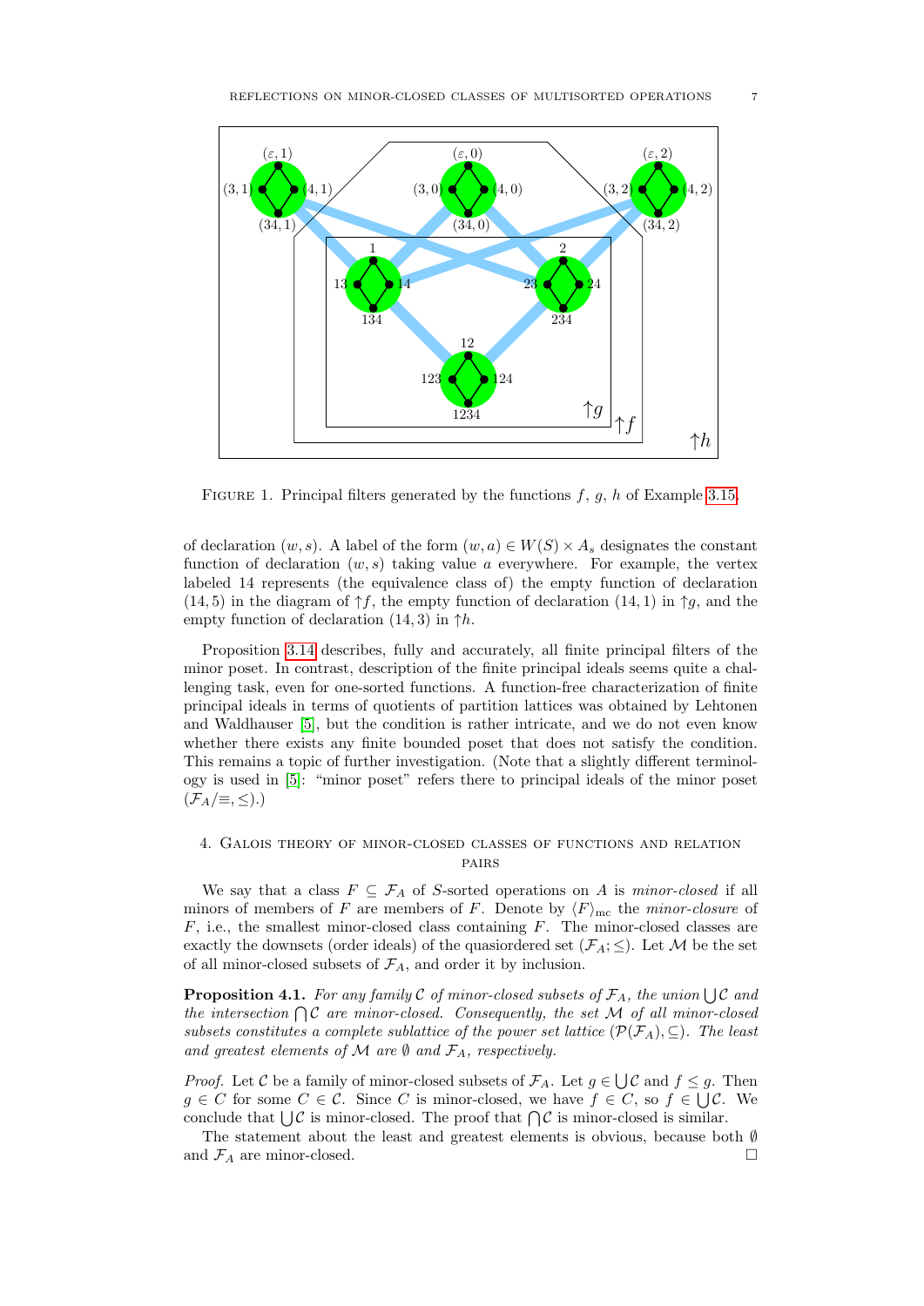FIGURE 1. Principal filters generated by the functions $f$, $g$, $h$ of Example 3.15.

of declaration $(w, s)$. A label of the form $(w, a) \in W(S) \times A_s$ designates the constant function of declaration $(w, s)$ taking value $a$ everywhere. For example, the vertex labeled 14 represents (the equivalence class of) the empty function of declaration $(14, 5)$ in the diagram of $\uparrow f$, the empty function of declaration $(14, 1)$ in $\uparrow g$, and the empty function of declaration $(14, 3)$ in $\uparrow h$.

Proposition 3.14 describes, fully and accurately, all finite principal filters of the minor poset. In contrast, description of the finite principal ideals seems quite a challenging task, even for one-sorted functions. A function-free characterization of finite principal ideals in terms of quotients of partition lattices was obtained by Lehtonen and Waldhauser [5], but the condition is rather intricate, and we do not even know whether there exists any finite bounded poset that does not satisfy the condition. This remains a topic of further investigation. (Note that a slightly different terminology is used in [5]: "minor poset" refers there to principal ideals of the minor poset $(\mathcal{F}_A/{\equiv}, \leq)$.)

## 4. Galois theory of minor-closed classes of functions and relation pairs

We say that a class $F \subseteq \mathcal{F}_A$ of $S$-sorted operations on $A$ is *minor-closed* if all minors of members of $F$ are members of $F$. Denote by $\langle F \rangle_{\text{mc}}$ the *minor-closure* of $F$, i.e., the smallest minor-closed class containing $F$. The minor-closed classes are exactly the downsets (order ideals) of the quasiordered set $(\mathcal{F}_A; \leq)$. Let $\mathcal{M}$ be the set of all minor-closed subsets of $\mathcal{F}_A$, and order it by inclusion.

**Proposition 4.1.** *For any family $\mathcal{C}$ of minor-closed subsets of $\mathcal{F}_A$, the union $\bigcup \mathcal{C}$ and the intersection $\bigcap \mathcal{C}$ are minor-closed. Consequently, the set $\mathcal{M}$ of all minor-closed subsets of $\mathcal{F}_A$ constitutes a complete sublattice of the power set lattice $(\mathcal{P}(\mathcal{F}_A), \subseteq)$. The least and greatest elements of $\mathcal{M}$ are $\emptyset$ and $\mathcal{F}_A$, respectively.*

*Proof.* Let $\mathcal{C}$ be a family of minor-closed subsets of $\mathcal{F}_A$. Let $g \in \bigcup \mathcal{C}$ and $f \leq g$. Then $g \in C$ for some $C \in \mathcal{C}$. Since $C$ is minor-closed, we have $f \in C$, so $f \in \bigcup \mathcal{C}$. We conclude that $\bigcup \mathcal{C}$ is minor-closed. The proof that $\bigcap \mathcal{C}$ is minor-closed is similar.

The statement about the least and greatest elements is obvious, because both $\emptyset$ and $\mathcal{F}_A$ are minor-closed. $\square$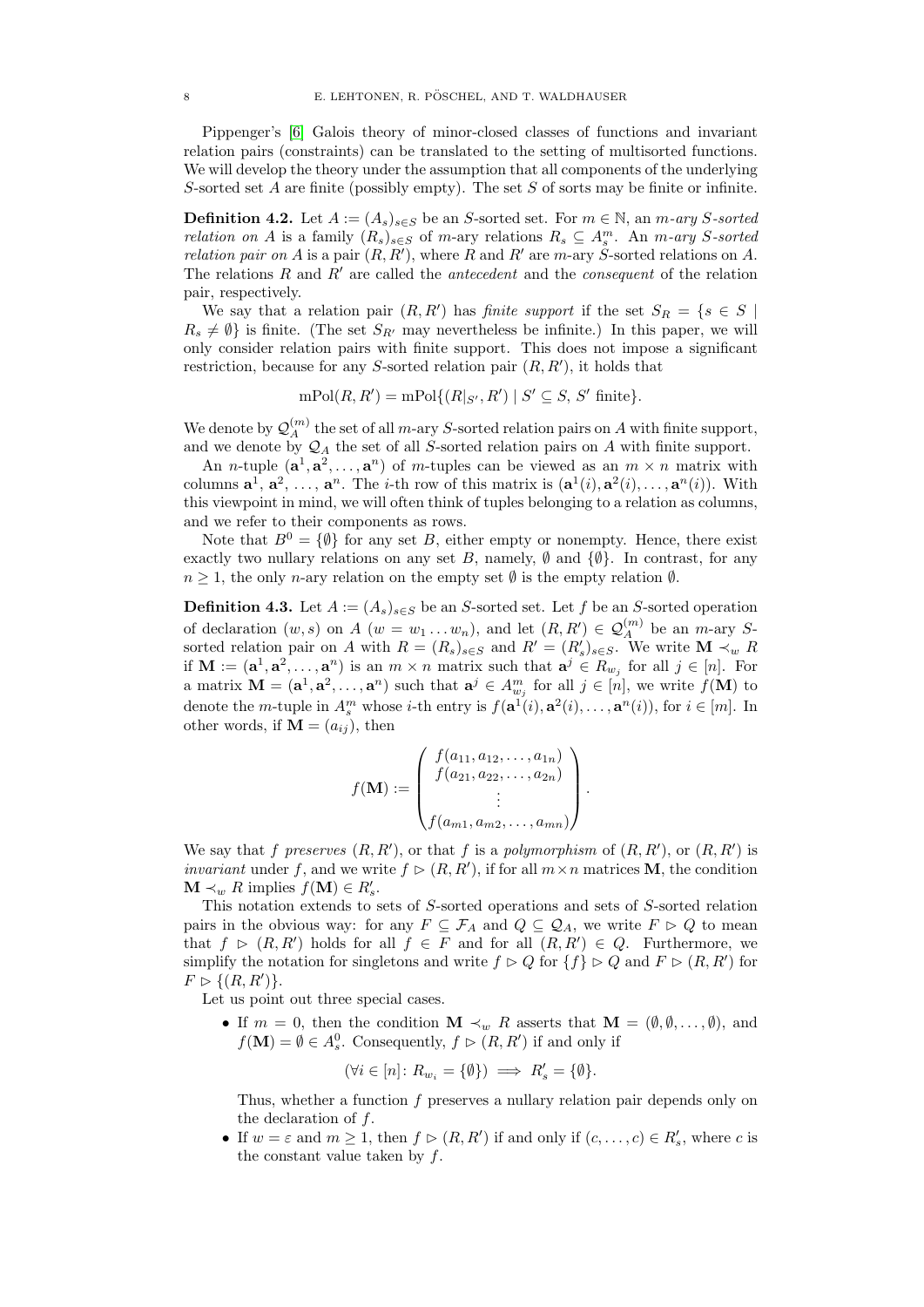Pippenger's [6] Galois theory of minor-closed classes of functions and invariant relation pairs (constraints) can be translated to the setting of multisorted functions. We will develop the theory under the assumption that all components of the underlying $S$-sorted set $A$ are finite (possibly empty). The set $S$ of sorts may be finite or infinite.

**Definition 4.2.** Let $A := (A_s)_{s \in S}$ be an $S$-sorted set. For $m \in \mathbb{N}$, an *$m$-ary $S$-sorted relation on $A$* is a family $(R_s)_{s \in S}$ of $m$-ary relations $R_s \subseteq A_s^m$. An *$m$-ary $S$-sorted relation pair on $A$* is a pair $(R, R')$, where $R$ and $R'$ are $m$-ary $S$-sorted relations on $A$. The relations $R$ and $R'$ are called the *antecedent* and the *consequent* of the relation pair, respectively.

We say that a relation pair $(R, R')$ has *finite support* if the set $S_R = \{s \in S \mid R_s \neq \emptyset\}$ is finite. (The set $S_{R'}$ may nevertheless be infinite.) In this paper, we will only consider relation pairs with finite support. This does not impose a significant restriction, because for any $S$-sorted relation pair $(R, R')$, it holds that

$$\mathrm{mPol}(R, R') = \mathrm{mPol}\{(R|_{S'}, R') \mid S' \subseteq S,\, S' \text{ finite}\}.$$

We denote by $\mathcal{Q}_A^{(m)}$ the set of all $m$-ary $S$-sorted relation pairs on $A$ with finite support, and we denote by $\mathcal{Q}_A$ the set of all $S$-sorted relation pairs on $A$ with finite support.

An $n$-tuple $(\mathbf{a}^1, \mathbf{a}^2, \dots, \mathbf{a}^n)$ of $m$-tuples can be viewed as an $m \times n$ matrix with columns $\mathbf{a}^1$, $\mathbf{a}^2$, ..., $\mathbf{a}^n$. The $i$-th row of this matrix is $(\mathbf{a}^1(i), \mathbf{a}^2(i), \dots, \mathbf{a}^n(i))$. With this viewpoint in mind, we will often think of tuples belonging to a relation as columns, and we refer to their components as rows.

Note that $B^0 = \{\emptyset\}$ for any set $B$, either empty or nonempty. Hence, there exist exactly two nullary relations on any set $B$, namely, $\emptyset$ and $\{\emptyset\}$. In contrast, for any $n \geq 1$, the only $n$-ary relation on the empty set $\emptyset$ is the empty relation $\emptyset$.

**Definition 4.3.** Let $A := (A_s)_{s \in S}$ be an $S$-sorted set. Let $f$ be an $S$-sorted operation of declaration $(w, s)$ on $A$ ($w = w_1 \dots w_n$), and let $(R, R') \in \mathcal{Q}_A^{(m)}$ be an $m$-ary $S$-sorted relation pair on $A$ with $R = (R_s)_{s \in S}$ and $R' = (R'_s)_{s \in S}$. We write $\mathbf{M} \prec_w R$ if $\mathbf{M} := (\mathbf{a}^1, \mathbf{a}^2, \dots, \mathbf{a}^n)$ is an $m \times n$ matrix such that $\mathbf{a}^j \in R_{w_j}$ for all $j \in [n]$. For a matrix $\mathbf{M} = (\mathbf{a}^1, \mathbf{a}^2, \dots, \mathbf{a}^n)$ such that $\mathbf{a}^j \in A_{w_j}^m$ for all $j \in [n]$, we write $f(\mathbf{M})$ to denote the $m$-tuple in $A_s^m$ whose $i$-th entry is $f(\mathbf{a}^1(i), \mathbf{a}^2(i), \dots, \mathbf{a}^n(i))$, for $i \in [m]$. In other words, if $\mathbf{M} = (a_{ij})$, then

$$f(\mathbf{M}) := \begin{pmatrix} f(a_{11}, a_{12}, \dots, a_{1n}) \\ f(a_{21}, a_{22}, \dots, a_{2n}) \\ \vdots \\ f(a_{m1}, a_{m2}, \dots, a_{mn}) \end{pmatrix}.$$

We say that $f$ *preserves* $(R, R')$, or that $f$ is a *polymorphism* of $(R, R')$, or $(R, R')$ is *invariant* under $f$, and we write $f \rhd (R, R')$, if for all $m \times n$ matrices $\mathbf{M}$, the condition $\mathbf{M} \prec_w R$ implies $f(\mathbf{M}) \in R'_s$.

This notation extends to sets of $S$-sorted operations and sets of $S$-sorted relation pairs in the obvious way: for any $F \subseteq \mathcal{F}_A$ and $Q \subseteq \mathcal{Q}_A$, we write $F \rhd Q$ to mean that $f \rhd (R, R')$ holds for all $f \in F$ and for all $(R, R') \in Q$. Furthermore, we simplify the notation for singletons and write $f \rhd Q$ for $\{f\} \rhd Q$ and $F \rhd (R, R')$ for $F \rhd \{(R, R')\}$.

Let us point out three special cases.

- If $m = 0$, then the condition $\mathbf{M} \prec_w R$ asserts that $\mathbf{M} = (\emptyset, \emptyset, \dots, \emptyset)$, and $f(\mathbf{M}) = \emptyset \in A_s^0$. Consequently, $f \rhd (R, R')$ if and only if

  $$(\forall i \in [n] \colon R_{w_i} = \{\emptyset\}) \implies R'_s = \{\emptyset\}.$$

  Thus, whether a function $f$ preserves a nullary relation pair depends only on the declaration of $f$.
- If $w = \varepsilon$ and $m \geq 1$, then $f \rhd (R, R')$ if and only if $(c, \dots, c) \in R'_s$, where $c$ is the constant value taken by $f$.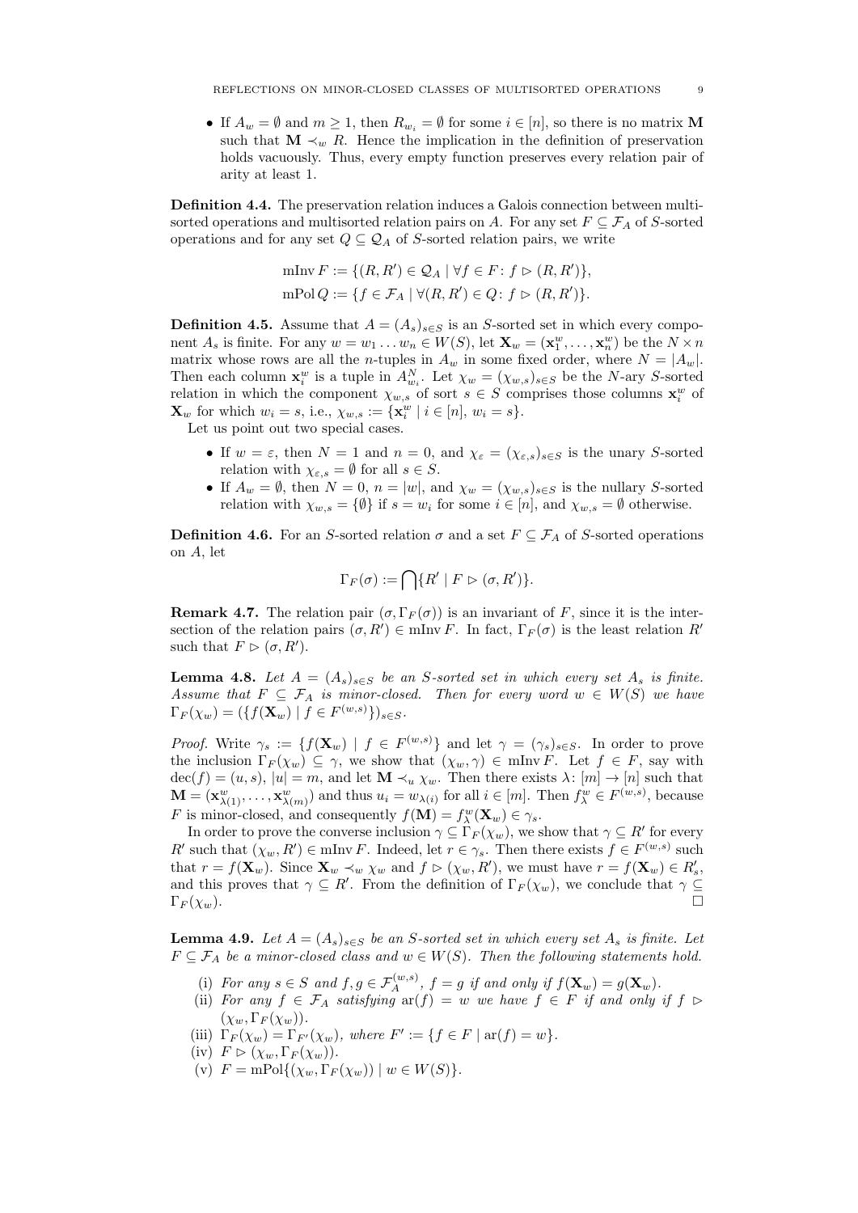- If $A_w = \emptyset$ and $m \geq 1$, then $R_{w_i} = \emptyset$ for some $i \in [n]$, so there is no matrix $\mathbf{M}$ such that $\mathbf{M} \prec_w R$. Hence the implication in the definition of preservation holds vacuously. Thus, every empty function preserves every relation pair of arity at least 1.

**Definition 4.4.** The preservation relation induces a Galois connection between multisorted operations and multisorted relation pairs on $A$. For any set $F \subseteq \mathcal{F}_A$ of $S$-sorted operations and for any set $Q \subseteq \mathcal{Q}_A$ of $S$-sorted relation pairs, we write

$$\operatorname{mInv} F := \{(R, R') \in \mathcal{Q}_A \mid \forall f \in F \colon f \rhd (R, R')\},$$
$$\operatorname{mPol} Q := \{f \in \mathcal{F}_A \mid \forall (R, R') \in Q \colon f \rhd (R, R')\}.$$

**Definition 4.5.** Assume that $A = (A_s)_{s \in S}$ is an $S$-sorted set in which every component $A_s$ is finite. For any $w = w_1 \dots w_n \in W(S)$, let $\mathbf{X}_w = (\mathbf{x}_1^w, \dots, \mathbf{x}_n^w)$ be the $N \times n$ matrix whose rows are all the $n$-tuples in $A_w$ in some fixed order, where $N = |A_w|$. Then each column $\mathbf{x}_i^w$ is a tuple in $A_{w_i}^N$. Let $\chi_w = (\chi_{w,s})_{s \in S}$ be the $N$-ary $S$-sorted relation in which the component $\chi_{w,s}$ of sort $s \in S$ comprises those columns $\mathbf{x}_i^w$ of $\mathbf{X}_w$ for which $w_i = s$, i.e., $\chi_{w,s} := \{\mathbf{x}_i^w \mid i \in [n],\ w_i = s\}$.

Let us point out two special cases.

- If $w = \varepsilon$, then $N = 1$ and $n = 0$, and $\chi_\varepsilon = (\chi_{\varepsilon,s})_{s \in S}$ is the unary $S$-sorted relation with $\chi_{\varepsilon,s} = \emptyset$ for all $s \in S$.
- If $A_w = \emptyset$, then $N = 0$, $n = |w|$, and $\chi_w = (\chi_{w,s})_{s \in S}$ is the nullary $S$-sorted relation with $\chi_{w,s} = \{\emptyset\}$ if $s = w_i$ for some $i \in [n]$, and $\chi_{w,s} = \emptyset$ otherwise.

**Definition 4.6.** For an $S$-sorted relation $\sigma$ and a set $F \subseteq \mathcal{F}_A$ of $S$-sorted operations on $A$, let

$$\Gamma_F(\sigma) := \bigcap \{R' \mid F \rhd (\sigma, R')\}.$$

**Remark 4.7.** The relation pair $(\sigma, \Gamma_F(\sigma))$ is an invariant of $F$, since it is the intersection of the relation pairs $(\sigma, R') \in \operatorname{mInv} F$. In fact, $\Gamma_F(\sigma)$ is the least relation $R'$ such that $F \rhd (\sigma, R')$.

**Lemma 4.8.** *Let $A = (A_s)_{s \in S}$ be an $S$-sorted set in which every set $A_s$ is finite. Assume that $F \subseteq \mathcal{F}_A$ is minor-closed. Then for every word $w \in W(S)$ we have $\Gamma_F(\chi_w) = (\{f(\mathbf{X}_w) \mid f \in F^{(w,s)}\})_{s \in S}$.*

*Proof.* Write $\gamma_s := \{f(\mathbf{X}_w) \mid f \in F^{(w,s)}\}$ and let $\gamma = (\gamma_s)_{s \in S}$. In order to prove the inclusion $\Gamma_F(\chi_w) \subseteq \gamma$, we show that $(\chi_w, \gamma) \in \operatorname{mInv} F$. Let $f \in F$, say with $\operatorname{dec}(f) = (u, s)$, $|u| = m$, and let $\mathbf{M} \prec_u \chi_w$. Then there exists $\lambda \colon [m] \to [n]$ such that $\mathbf{M} = (\mathbf{x}_{\lambda(1)}^w, \dots, \mathbf{x}_{\lambda(m)}^w)$ and thus $u_i = w_{\lambda(i)}$ for all $i \in [m]$. Then $f_\lambda^w \in F^{(w,s)}$, because $F$ is minor-closed, and consequently $f(\mathbf{M}) = f_\lambda^w(\mathbf{X}_w) \in \gamma_s$.

In order to prove the converse inclusion $\gamma \subseteq \Gamma_F(\chi_w)$, we show that $\gamma \subseteq R'$ for every $R'$ such that $(\chi_w, R') \in \operatorname{mInv} F$. Indeed, let $r \in \gamma_s$. Then there exists $f \in F^{(w,s)}$ such that $r = f(\mathbf{X}_w)$. Since $\mathbf{X}_w \prec_w \chi_w$ and $f \rhd (\chi_w, R')$, we must have $r = f(\mathbf{X}_w) \in R'_s$, and this proves that $\gamma \subseteq R'$. From the definition of $\Gamma_F(\chi_w)$, we conclude that $\gamma \subseteq \Gamma_F(\chi_w)$. $\square$

**Lemma 4.9.** *Let $A = (A_s)_{s \in S}$ be an $S$-sorted set in which every set $A_s$ is finite. Let $F \subseteq \mathcal{F}_A$ be a minor-closed class and $w \in W(S)$. Then the following statements hold.*

(i) *For any $s \in S$ and $f, g \in \mathcal{F}_A^{(w,s)}$, $f = g$ if and only if $f(\mathbf{X}_w) = g(\mathbf{X}_w)$.*

(ii) *For any $f \in \mathcal{F}_A$ satisfying $\operatorname{ar}(f) = w$ we have $f \in F$ if and only if $f \rhd (\chi_w, \Gamma_F(\chi_w))$.*

(iii) *$\Gamma_F(\chi_w) = \Gamma_{F'}(\chi_w)$, where $F' := \{f \in F \mid \operatorname{ar}(f) = w\}$.*

(iv) *$F \rhd (\chi_w, \Gamma_F(\chi_w))$.*

(v) *$F = \operatorname{mPol}\{(\chi_w, \Gamma_F(\chi_w)) \mid w \in W(S)\}$.*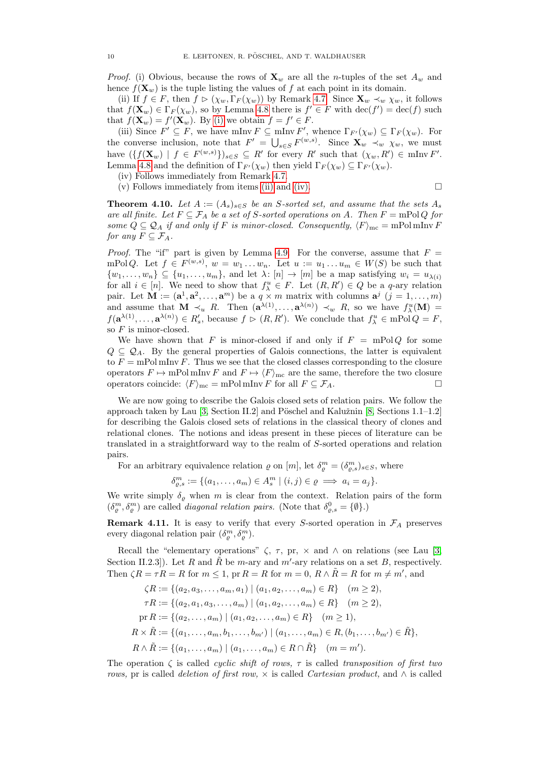*Proof.* (i) Obvious, because the rows of $\mathbf{X}_w$ are all the $n$-tuples of the set $A_w$ and hence $f(\mathbf{X}_w)$ is the tuple listing the values of $f$ at each point in its domain.

(ii) If $f \in F$, then $f \rhd (\chi_w, \Gamma_F(\chi_w))$ by Remark 4.7. Since $\mathbf{X}_w \prec_w \chi_w$, it follows that $f(\mathbf{X}_w) \in \Gamma_F(\chi_w)$, so by Lemma 4.8 there is $f' \in F$ with $\operatorname{dec}(f') = \operatorname{dec}(f)$ such that $f(\mathbf{X}_w) = f'(\mathbf{X}_w)$. By (i) we obtain $f = f' \in F$.

(iii) Since $F' \subseteq F$, we have $\operatorname{mInv} F \subseteq \operatorname{mInv} F'$, whence $\Gamma_{F'}(\chi_w) \subseteq \Gamma_F(\chi_w)$. For the converse inclusion, note that $F' = \bigcup_{s \in S} F^{(w,s)}$. Since $\mathbf{X}_w \prec_w \chi_w$, we must have $(\{f(\mathbf{X}_w) \mid f \in F^{(w,s)}\})_{s \in S} \subseteq R'$ for every $R'$ such that $(\chi_w, R') \in \operatorname{mInv} F'$. Lemma 4.8 and the definition of $\Gamma_{F'}(\chi_w)$ then yield $\Gamma_F(\chi_w) \subseteq \Gamma_{F'}(\chi_w)$.

(iv) Follows immediately from Remark 4.7.

(v) Follows immediately from items (ii) and (iv). $\square$

**Theorem 4.10.** *Let $A := (A_s)_{s \in S}$ be an $S$-sorted set, and assume that the sets $A_s$ are all finite. Let $F \subseteq \mathcal{F}_A$ be a set of $S$-sorted operations on $A$. Then $F = \operatorname{mPol} Q$ for some $Q \subseteq \mathcal{Q}_A$ if and only if $F$ is minor-closed. Consequently, $\langle F \rangle_{\mathrm{mc}} = \operatorname{mPol} \operatorname{mInv} F$ for any $F \subseteq \mathcal{F}_A$.*

*Proof.* The "if" part is given by Lemma 4.9. For the converse, assume that $F = \operatorname{mPol} Q$. Let $f \in F^{(w,s)}$, $w = w_1 \dots w_n$. Let $u := u_1 \dots u_m \in W(S)$ be such that $\{w_1, \dots, w_n\} \subseteq \{u_1, \dots, u_m\}$, and let $\lambda \colon [n] \to [m]$ be a map satisfying $w_i = u_{\lambda(i)}$ for all $i \in [n]$. We need to show that $f^u_\lambda \in F$. Let $(R, R') \in Q$ be a $q$-ary relation pair. Let $\mathbf{M} := (\mathbf{a}^1, \mathbf{a}^2, \dots, \mathbf{a}^m)$ be a $q \times m$ matrix with columns $\mathbf{a}^j$ $(j = 1, \dots, m)$ and assume that $\mathbf{M} \prec_u R$. Then $(\mathbf{a}^{\lambda(1)}, \dots, \mathbf{a}^{\lambda(n)}) \prec_w R$, so we have $f^u_\lambda(\mathbf{M}) = f(\mathbf{a}^{\lambda(1)}, \dots, \mathbf{a}^{\lambda(n)}) \in R'_s$, because $f \rhd (R, R')$. We conclude that $f^u_\lambda \in \operatorname{mPol} Q = F$, so $F$ is minor-closed.

We have shown that $F$ is minor-closed if and only if $F = \operatorname{mPol} Q$ for some $Q \subseteq \mathcal{Q}_A$. By the general properties of Galois connections, the latter is equivalent to $F = \operatorname{mPol} \operatorname{mInv} F$. Thus we see that the closed classes corresponding to the closure operators $F \mapsto \operatorname{mPol} \operatorname{mInv} F$ and $F \mapsto \langle F \rangle_{\mathrm{mc}}$ are the same, therefore the two closure operators coincide: $\langle F \rangle_{\mathrm{mc}} = \operatorname{mPol} \operatorname{mInv} F$ for all $F \subseteq \mathcal{F}_A$. $\square$

We are now going to describe the Galois closed sets of relation pairs. We follow the approach taken by Lau [3, Section II.2] and Pöschel and Kalužnin [8, Sections 1.1–1.2] for describing the Galois closed sets of relations in the classical theory of clones and relational clones. The notions and ideas present in these pieces of literature can be translated in a straightforward way to the realm of $S$-sorted operations and relation pairs.

For an arbitrary equivalence relation $\varrho$ on $[m]$, let $\delta^m_\varrho = (\delta^m_{\varrho,s})_{s \in S}$, where

$$\delta^m_{\varrho,s} := \{(a_1, \dots, a_m) \in A^m_s \mid (i,j) \in \varrho \implies a_i = a_j\}.$$

We write simply $\delta_\varrho$ when $m$ is clear from the context. Relation pairs of the form $(\delta^m_\varrho, \delta^m_\varrho)$ are called *diagonal relation pairs.* (Note that $\delta^0_{\varrho,s} = \{\emptyset\}$.)

**Remark 4.11.** It is easy to verify that every $S$-sorted operation in $\mathcal{F}_A$ preserves every diagonal relation pair $(\delta^m_\varrho, \delta^m_\varrho)$.

Recall the "elementary operations" $\zeta$, $\tau$, pr, $\times$ and $\wedge$ on relations (see Lau [3, Section II.2.3]). Let $R$ and $\tilde{R}$ be $m$-ary and $m'$-ary relations on a set $B$, respectively. Then $\zeta R = \tau R = R$ for $m \leq 1$, $\operatorname{pr} R = R$ for $m = 0$, $R \wedge \tilde{R} = R$ for $m \neq m'$, and

$$\zeta R := \{(a_2, a_3, \dots, a_m, a_1) \mid (a_1, a_2, \dots, a_m) \in R\} \quad (m \geq 2),$$

$$\tau R := \{(a_2, a_1, a_3, \dots, a_m) \mid (a_1, a_2, \dots, a_m) \in R\} \quad (m \geq 2),$$

$$\operatorname{pr} R := \{(a_2, \dots, a_m) \mid (a_1, a_2, \dots, a_m) \in R\} \quad (m \geq 1),$$

$$R \times \tilde{R} := \{(a_1, \dots, a_m, b_1, \dots, b_{m'}) \mid (a_1, \dots, a_m) \in R, (b_1, \dots, b_{m'}) \in \tilde{R}\},$$

$$R \wedge \tilde{R} := \{(a_1, \dots, a_m) \mid (a_1, \dots, a_m) \in R \cap \tilde{R}\} \quad (m = m').$$

The operation $\zeta$ is called *cyclic shift of rows,* $\tau$ is called *transposition of first two rows,* pr is called *deletion of first row,* $\times$ is called *Cartesian product,* and $\wedge$ is called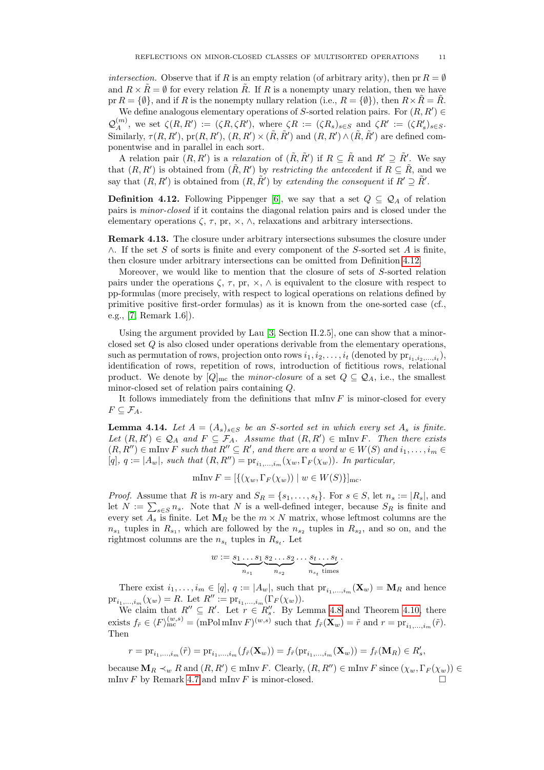*intersection.* Observe that if $R$ is an empty relation (of arbitrary arity), then $\operatorname{pr} R = \emptyset$ and $R \times \tilde{R} = \emptyset$ for every relation $\tilde{R}$. If $R$ is a nonempty unary relation, then we have $\operatorname{pr} R = \{\emptyset\}$, and if $R$ is the nonempty nullary relation (i.e., $R = \{\emptyset\}$), then $R \times \tilde{R} = \tilde{R}$.

We define analogous elementary operations of $S$-sorted relation pairs. For $(R, R') \in \mathcal{Q}_A^{(m)}$, we set $\zeta(R, R') := (\zeta R, \zeta R')$, where $\zeta R := (\zeta R_s)_{s \in S}$ and $\zeta R' := (\zeta R'_s)_{s \in S}$. Similarly, $\tau(R, R')$, $\operatorname{pr}(R, R')$, $(R, R') \times (\tilde{R}, \tilde{R}')$ and $(R, R') \wedge (\tilde{R}, \tilde{R}')$ are defined componentwise and in parallel in each sort.

A relation pair $(R, R')$ is a *relaxation* of $(\tilde{R}, \tilde{R}')$ if $R \subseteq \tilde{R}$ and $R' \supseteq \tilde{R}'$. We say that $(R, R')$ is obtained from $(\tilde{R}, R')$ by *restricting the antecedent* if $R \subseteq \tilde{R}$, and we say that $(R, R')$ is obtained from $(R, \tilde{R}')$ by *extending the consequent* if $R' \supseteq \tilde{R}'$.

**Definition 4.12.** Following Pippenger [6], we say that a set $Q \subseteq \mathcal{Q}_A$ of relation pairs is *minor-closed* if it contains the diagonal relation pairs and is closed under the elementary operations $\zeta$, $\tau$, pr, $\times$, $\wedge$, relaxations and arbitrary intersections.

**Remark 4.13.** The closure under arbitrary intersections subsumes the closure under $\wedge$. If the set $S$ of sorts is finite and every component of the $S$-sorted set $A$ is finite, then closure under arbitrary intersections can be omitted from Definition 4.12.

Moreover, we would like to mention that the closure of sets of $S$-sorted relation pairs under the operations $\zeta$, $\tau$, pr, $\times$, $\wedge$ is equivalent to the closure with respect to pp-formulas (more precisely, with respect to logical operations on relations defined by primitive positive first-order formulas) as it is known from the one-sorted case (cf., e.g., [7, Remark 1.6]).

Using the argument provided by Lau [3, Section II.2.5], one can show that a minor-closed set $Q$ is also closed under operations derivable from the elementary operations, such as permutation of rows, projection onto rows $i_1, i_2, \dots, i_t$ (denoted by $\operatorname{pr}_{i_1, i_2, \dots, i_t}$), identification of rows, repetition of rows, introduction of fictitious rows, relational product. We denote by $[Q]_{\mathrm{mc}}$ the *minor-closure* of a set $Q \subseteq \mathcal{Q}_A$, i.e., the smallest minor-closed set of relation pairs containing $Q$.

It follows immediately from the definitions that $\operatorname{mInv} F$ is minor-closed for every $F \subseteq \mathcal{F}_A$.

**Lemma 4.14.** *Let $A = (A_s)_{s \in S}$ be an $S$-sorted set in which every set $A_s$ is finite. Let $(R, R') \in \mathcal{Q}_A$ and $F \subseteq \mathcal{F}_A$. Assume that $(R, R') \in \operatorname{mInv} F$. Then there exists $(R, R'') \in \operatorname{mInv} F$ such that $R'' \subseteq R'$, and there are a word $w \in W(S)$ and $i_1, \dots, i_m \in [q]$, $q := |A_w|$, such that $(R, R'') = \operatorname{pr}_{i_1, \dots, i_m}(\chi_w, \Gamma_F(\chi_w))$. In particular,*

$$\operatorname{mInv} F = [\{(\chi_w, \Gamma_F(\chi_w)) \mid w \in W(S)\}]_{\mathrm{mc}}.$$

*Proof.* Assume that $R$ is $m$-ary and $S_R = \{s_1, \dots, s_t\}$. For $s \in S$, let $n_s := |R_s|$, and let $N := \sum_{s \in S} n_s$. Note that $N$ is a well-defined integer, because $S_R$ is finite and every set $A_s$ is finite. Let $\mathbf{M}_R$ be the $m \times N$ matrix, whose leftmost columns are the $n_{s_1}$ tuples in $R_{s_1}$, which are followed by the $n_{s_2}$ tuples in $R_{s_2}$, and so on, and the rightmost columns are the $n_{s_t}$ tuples in $R_{s_t}$. Let

$$w := \underbrace{s_1 \dots s_1}_{n_{s_1}} \underbrace{s_2 \dots s_2}_{n_{s_2}} \dots \underbrace{s_t \dots s_t}_{n_{s_t} \text{ times}}.$$

There exist $i_1, \dots, i_m \in [q]$, $q := |A_w|$, such that $\operatorname{pr}_{i_1, \dots, i_m}(\mathbf{X}_w) = \mathbf{M}_R$ and hence $\operatorname{pr}_{i_1, \dots, i_m}(\chi_w) = R$. Let $R'' := \operatorname{pr}_{i_1, \dots, i_m}(\Gamma_F(\chi_w))$.

We claim that $R'' \subseteq R'$. Let $r \in R''_s$. By Lemma 4.8 and Theorem 4.10, there exists $f_{\tilde{r}} \in \langle F \rangle_{\mathrm{mc}}^{(w,s)} = (\operatorname{mPol} \operatorname{mInv} F)^{(w,s)}$ such that $f_{\tilde{r}}(\mathbf{X}_w) = \tilde{r}$ and $r = \operatorname{pr}_{i_1, \dots, i_m}(\tilde{r})$. Then

$$r = \operatorname{pr}_{i_1, \dots, i_m}(\tilde{r}) = \operatorname{pr}_{i_1, \dots, i_m}(f_{\tilde{r}}(\mathbf{X}_w)) = f_{\tilde{r}}(\operatorname{pr}_{i_1, \dots, i_m}(\mathbf{X}_w)) = f_{\tilde{r}}(\mathbf{M}_R) \in R'_s,$$

because $\mathbf{M}_R \prec_w R$ and $(R, R') \in \operatorname{mInv} F$. Clearly, $(R, R'') \in \operatorname{mInv} F$ since $(\chi_w, \Gamma_F(\chi_w)) \in \operatorname{mInv} F$ by Remark 4.7 and $\operatorname{mInv} F$ is minor-closed. $\square$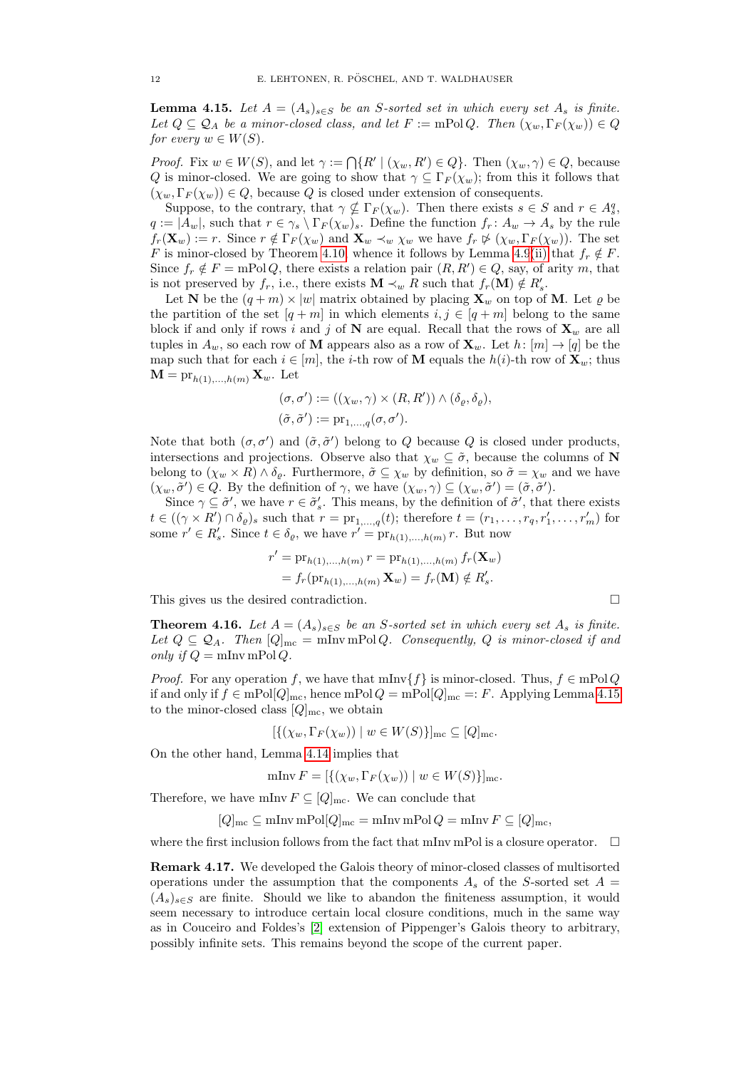**Lemma 4.15.** *Let $A = (A_s)_{s \in S}$ be an $S$-sorted set in which every set $A_s$ is finite. Let $Q \subseteq \mathcal{Q}_A$ be a minor-closed class, and let $F := \operatorname{mPol} Q$. Then $(\chi_w, \Gamma_F(\chi_w)) \in Q$ for every $w \in W(S)$.*

*Proof.* Fix $w \in W(S)$, and let $\gamma := \bigcap \{R' \mid (\chi_w, R') \in Q\}$. Then $(\chi_w, \gamma) \in Q$, because $Q$ is minor-closed. We are going to show that $\gamma \subseteq \Gamma_F(\chi_w)$; from this it follows that $(\chi_w, \Gamma_F(\chi_w)) \in Q$, because $Q$ is closed under extension of consequents.

Suppose, to the contrary, that $\gamma \nsubseteq \Gamma_F(\chi_w)$. Then there exists $s \in S$ and $r \in A_s^q$, $q := |A_w|$, such that $r \in \gamma_s \setminus \Gamma_F(\chi_w)_s$. Define the function $f_r \colon A_w \to A_s$ by the rule $f_r(\mathbf{X}_w) := r$. Since $r \notin \Gamma_F(\chi_w)$ and $\mathbf{X}_w \prec_w \chi_w$ we have $f_r \not\triangleright (\chi_w, \Gamma_F(\chi_w))$. The set $F$ is minor-closed by Theorem 4.10, whence it follows by Lemma 4.9(ii) that $f_r \notin F$. Since $f_r \notin F = \operatorname{mPol} Q$, there exists a relation pair $(R, R') \in Q$, say, of arity $m$, that is not preserved by $f_r$, i.e., there exists $\mathbf{M} \prec_w R$ such that $f_r(\mathbf{M}) \notin R'_s$.

Let $\mathbf{N}$ be the $(q + m) \times |w|$ matrix obtained by placing $\mathbf{X}_w$ on top of $\mathbf{M}$. Let $\varrho$ be the partition of the set $[q + m]$ in which elements $i, j \in [q + m]$ belong to the same block if and only if rows $i$ and $j$ of $\mathbf{N}$ are equal. Recall that the rows of $\mathbf{X}_w$ are all tuples in $A_w$, so each row of $\mathbf{M}$ appears also as a row of $\mathbf{X}_w$. Let $h \colon [m] \to [q]$ be the map such that for each $i \in [m]$, the $i$-th row of $\mathbf{M}$ equals the $h(i)$-th row of $\mathbf{X}_w$; thus $\mathbf{M} = \operatorname{pr}_{h(1),\dots,h(m)} \mathbf{X}_w$. Let

$$
\begin{aligned}
(\sigma, \sigma') &:= ((\chi_w, \gamma) \times (R, R')) \wedge (\delta_\varrho, \delta_\varrho), \\
(\tilde{\sigma}, \tilde{\sigma}') &:= \operatorname{pr}_{1,\dots,q}(\sigma, \sigma').
\end{aligned}
$$

Note that both $(\sigma, \sigma')$ and $(\tilde{\sigma}, \tilde{\sigma}')$ belong to $Q$ because $Q$ is closed under products, intersections and projections. Observe also that $\chi_w \subseteq \tilde{\sigma}$, because the columns of $\mathbf{N}$ belong to $(\chi_w \times R) \wedge \delta_\varrho$. Furthermore, $\tilde{\sigma} \subseteq \chi_w$ by definition, so $\tilde{\sigma} = \chi_w$ and we have $(\chi_w, \tilde{\sigma}') \in Q$. By the definition of $\gamma$, we have $(\chi_w, \gamma) \subseteq (\chi_w, \tilde{\sigma}') = (\tilde{\sigma}, \tilde{\sigma}')$.

Since $\gamma \subseteq \tilde{\sigma}'$, we have $r \in \tilde{\sigma}'_s$. This means, by the definition of $\tilde{\sigma}'$, that there exists $t \in ((\gamma \times R') \cap \delta_\varrho)_s$ such that $r = \operatorname{pr}_{1,\dots,q}(t)$; therefore $t = (r_1, \dots, r_q, r'_1, \dots, r'_m)$ for some $r' \in R'_s$. Since $t \in \delta_\varrho$, we have $r' = \operatorname{pr}_{h(1),\dots,h(m)} r$. But now

$$
\begin{aligned}
r' &= \operatorname{pr}_{h(1),\dots,h(m)} r = \operatorname{pr}_{h(1),\dots,h(m)} f_r(\mathbf{X}_w) \\
&= f_r(\operatorname{pr}_{h(1),\dots,h(m)} \mathbf{X}_w) = f_r(\mathbf{M}) \notin R'_s.
\end{aligned}
$$

This gives us the desired contradiction. $\square$

**Theorem 4.16.** *Let $A = (A_s)_{s \in S}$ be an $S$-sorted set in which every set $A_s$ is finite. Let $Q \subseteq \mathcal{Q}_A$. Then $[Q]_{\mathrm{mc}} = \operatorname{mInv} \operatorname{mPol} Q$. Consequently, $Q$ is minor-closed if and only if $Q = \operatorname{mInv} \operatorname{mPol} Q$.*

*Proof.* For any operation $f$, we have that $\operatorname{mInv}\{f\}$ is minor-closed. Thus, $f \in \operatorname{mPol} Q$ if and only if $f \in \operatorname{mPol}[Q]_{\mathrm{mc}}$, hence $\operatorname{mPol} Q = \operatorname{mPol}[Q]_{\mathrm{mc}} =: F$. Applying Lemma 4.15 to the minor-closed class $[Q]_{\mathrm{mc}}$, we obtain

$$[\{(\chi_w, \Gamma_F(\chi_w)) \mid w \in W(S)\}]_{\mathrm{mc}} \subseteq [Q]_{\mathrm{mc}}.$$

On the other hand, Lemma 4.14 implies that

$$\operatorname{mInv} F = [\{(\chi_w, \Gamma_F(\chi_w)) \mid w \in W(S)\}]_{\mathrm{mc}}.$$

Therefore, we have $\operatorname{mInv} F \subseteq [Q]_{\mathrm{mc}}$. We can conclude that

$$[Q]_{\mathrm{mc}} \subseteq \operatorname{mInv} \operatorname{mPol}[Q]_{\mathrm{mc}} = \operatorname{mInv} \operatorname{mPol} Q = \operatorname{mInv} F \subseteq [Q]_{\mathrm{mc}},$$

where the first inclusion follows from the fact that mInv mPol is a closure operator. $\square$

**Remark 4.17.** We developed the Galois theory of minor-closed classes of multisorted operations under the assumption that the components $A_s$ of the $S$-sorted set $A = (A_s)_{s \in S}$ are finite. Should we like to abandon the finiteness assumption, it would seem necessary to introduce certain local closure conditions, much in the same way as in Couceiro and Foldes's [2] extension of Pippenger's Galois theory to arbitrary, possibly infinite sets. This remains beyond the scope of the current paper.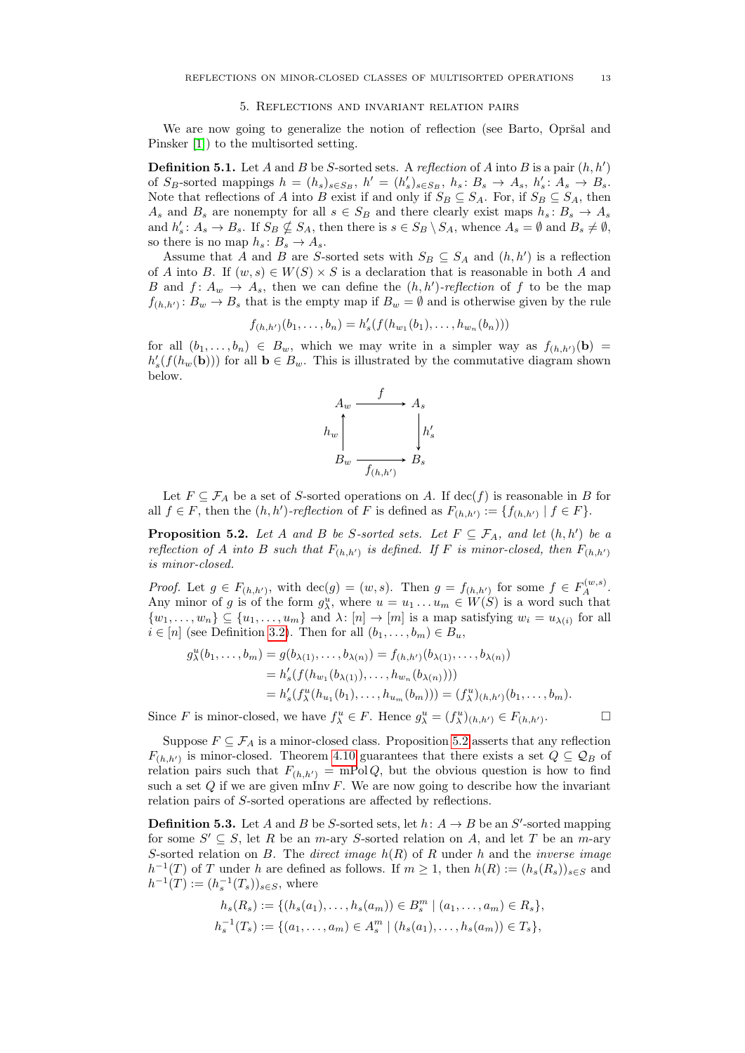## 5. Reflections and invariant relation pairs

We are now going to generalize the notion of reflection (see Barto, Opršal and Pinsker [1]) to the multisorted setting.

**Definition 5.1.** Let $A$ and $B$ be $S$-sorted sets. A *reflection* of $A$ into $B$ is a pair $(h, h')$ of $S_B$-sorted mappings $h = (h_s)_{s \in S_B}$, $h' = (h'_s)_{s \in S_B}$, $h_s \colon B_s \to A_s$, $h'_s \colon A_s \to B_s$. Note that reflections of $A$ into $B$ exist if and only if $S_B \subseteq S_A$. For, if $S_B \subseteq S_A$, then $A_s$ and $B_s$ are nonempty for all $s \in S_B$ and there clearly exist maps $h_s \colon B_s \to A_s$ and $h'_s \colon A_s \to B_s$. If $S_B \nsubseteq S_A$, then there is $s \in S_B \setminus S_A$, whence $A_s = \emptyset$ and $B_s \neq \emptyset$, so there is no map $h_s \colon B_s \to A_s$.

Assume that $A$ and $B$ are $S$-sorted sets with $S_B \subseteq S_A$ and $(h, h')$ is a reflection of $A$ into $B$. If $(w, s) \in W(S) \times S$ is a declaration that is reasonable in both $A$ and $B$ and $f \colon A_w \to A_s$, then we can define the $(h, h')$*-reflection* of $f$ to be the map $f_{(h,h')} \colon B_w \to B_s$ that is the empty map if $B_w = \emptyset$ and is otherwise given by the rule

$$f_{(h,h')}(b_1, \dots, b_n) = h'_s(f(h_{w_1}(b_1), \dots, h_{w_n}(b_n)))$$

for all $(b_1, \dots, b_n) \in B_w$, which we may write in a simpler way as $f_{(h,h')}(\mathbf{b}) = h'_s(f(h_w(\mathbf{b})))$ for all $\mathbf{b} \in B_w$. This is illustrated by the commutative diagram shown below.

$$\begin{array}{ccc} A_w & \xrightarrow{\ f\ } & A_s \\ {\scriptstyle h_w}\uparrow & & \downarrow{\scriptstyle h'_s} \\ B_w & \xrightarrow[f_{(h,h')}]{} & B_s \end{array}$$

Let $F \subseteq \mathcal{F}_A$ be a set of $S$-sorted operations on $A$. If $\operatorname{dec}(f)$ is reasonable in $B$ for all $f \in F$, then the $(h, h')$*-reflection* of $F$ is defined as $F_{(h,h')} := \{f_{(h,h')} \mid f \in F\}$.

**Proposition 5.2.** *Let $A$ and $B$ be $S$-sorted sets. Let $F \subseteq \mathcal{F}_A$, and let $(h, h')$ be a reflection of $A$ into $B$ such that $F_{(h,h')}$ is defined. If $F$ is minor-closed, then $F_{(h,h')}$ is minor-closed.*

*Proof.* Let $g \in F_{(h,h')}$, with $\operatorname{dec}(g) = (w, s)$. Then $g = f_{(h,h')}$ for some $f \in F_A^{(w,s)}$. Any minor of $g$ is of the form $g^u_\lambda$, where $u = u_1 \dots u_m \in W(S)$ is a word such that $\{w_1, \dots, w_n\} \subseteq \{u_1, \dots, u_m\}$ and $\lambda \colon [n] \to [m]$ is a map satisfying $w_i = u_{\lambda(i)}$ for all $i \in [n]$ (see Definition 3.2). Then for all $(b_1, \dots, b_m) \in B_u$,

$$\begin{aligned} g^u_\lambda(b_1, \dots, b_m) &= g(b_{\lambda(1)}, \dots, b_{\lambda(n)}) = f_{(h,h')}(b_{\lambda(1)}, \dots, b_{\lambda(n)}) \\ &= h'_s(f(h_{w_1}(b_{\lambda(1)}), \dots, h_{w_n}(b_{\lambda(n)}))) \\ &= h'_s(f^u_\lambda(h_{u_1}(b_1), \dots, h_{u_m}(b_m))) = (f^u_\lambda)_{(h,h')}(b_1, \dots, b_m). \end{aligned}$$

Since $F$ is minor-closed, we have $f^u_\lambda \in F$. Hence $g^u_\lambda = (f^u_\lambda)_{(h,h')} \in F_{(h,h')}$. $\square$

Suppose $F \subseteq \mathcal{F}_A$ is a minor-closed class. Proposition 5.2 asserts that any reflection $F_{(h,h')}$ is minor-closed. Theorem 4.10 guarantees that there exists a set $Q \subseteq \mathcal{Q}_B$ of relation pairs such that $F_{(h,h')} = \operatorname{mPol} Q$, but the obvious question is how to find such a set $Q$ if we are given $\operatorname{mInv} F$. We are now going to describe how the invariant relation pairs of $S$-sorted operations are affected by reflections.

**Definition 5.3.** Let $A$ and $B$ be $S$-sorted sets, let $h \colon A \to B$ be an $S'$-sorted mapping for some $S' \subseteq S$, let $R$ be an $m$-ary $S$-sorted relation on $A$, and let $T$ be an $m$-ary $S$-sorted relation on $B$. The *direct image* $h(R)$ of $R$ under $h$ and the *inverse image* $h^{-1}(T)$ of $T$ under $h$ are defined as follows. If $m \geq 1$, then $h(R) := (h_s(R_s))_{s \in S}$ and $h^{-1}(T) := (h_s^{-1}(T_s))_{s \in S}$, where

$$h_s(R_s) := \{(h_s(a_1), \dots, h_s(a_m)) \in B_s^m \mid (a_1, \dots, a_m) \in R_s\},$$

$$h_s^{-1}(T_s) := \{(a_1, \dots, a_m) \in A_s^m \mid (h_s(a_1), \dots, h_s(a_m)) \in T_s\},$$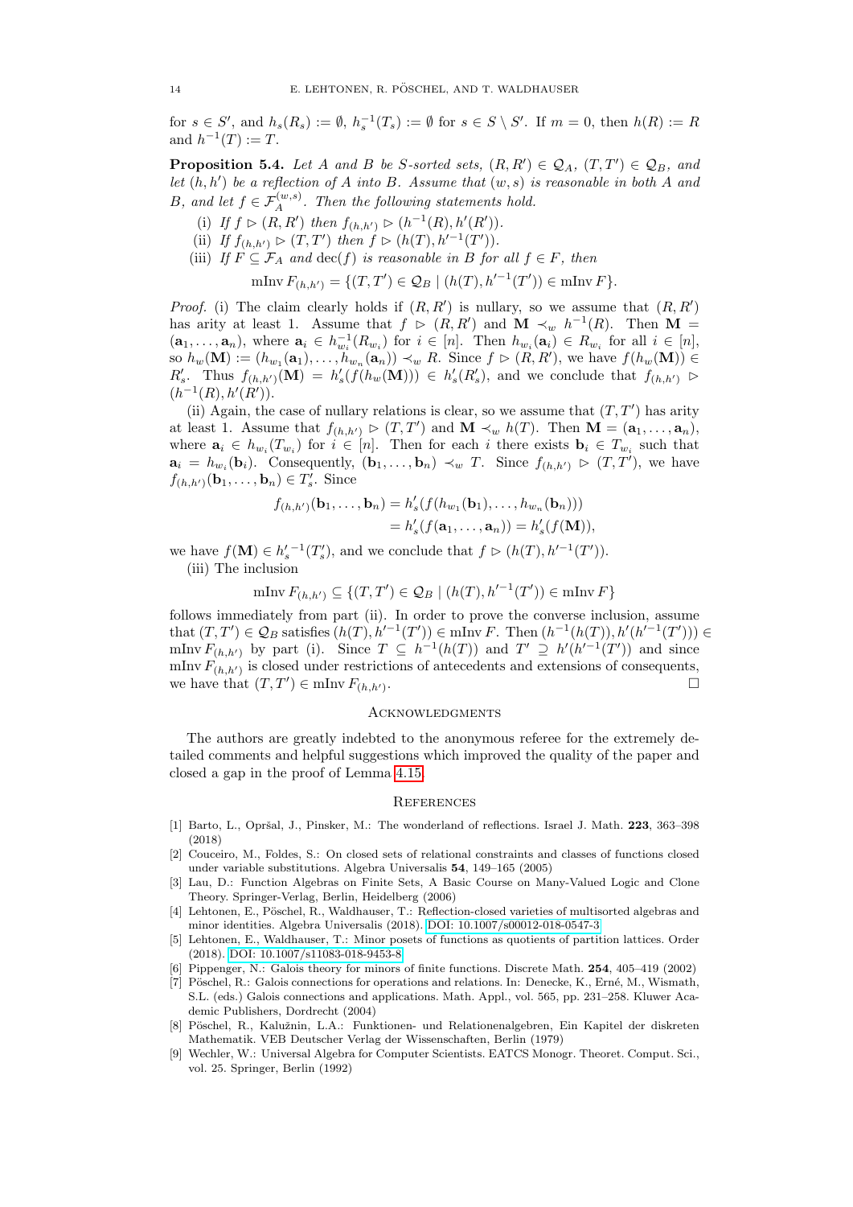for $s \in S'$, and $h_s(R_s) := \emptyset$, $h_s^{-1}(T_s) := \emptyset$ for $s \in S \setminus S'$. If $m = 0$, then $h(R) := R$ and $h^{-1}(T) := T$.

**Proposition 5.4.** *Let $A$ and $B$ be $S$-sorted sets, $(R, R') \in \mathcal{Q}_A$, $(T, T') \in \mathcal{Q}_B$, and let $(h, h')$ be a reflection of $A$ into $B$. Assume that $(w, s)$ is reasonable in both $A$ and $B$, and let $f \in \mathcal{F}_A^{(w,s)}$. Then the following statements hold.*

(i) *If $f \rhd (R, R')$ then $f_{(h,h')} \rhd (h^{-1}(R), h'(R'))$.*

(ii) *If $f_{(h,h')} \rhd (T, T')$ then $f \rhd (h(T), h'^{-1}(T'))$.*

(iii) *If $F \subseteq \mathcal{F}_A$ and $\operatorname{dec}(f)$ is reasonable in $B$ for all $f \in F$, then*

$$\operatorname{mInv} F_{(h,h')} = \{(T, T') \in \mathcal{Q}_B \mid (h(T), h'^{-1}(T')) \in \operatorname{mInv} F\}.$$

*Proof.* (i) The claim clearly holds if $(R, R')$ is nullary, so we assume that $(R, R')$ has arity at least 1. Assume that $f \rhd (R, R')$ and $\mathbf{M} \prec_w h^{-1}(R)$. Then $\mathbf{M} = (\mathbf{a}_1, \dots, \mathbf{a}_n)$, where $\mathbf{a}_i \in h_{w_i}^{-1}(R_{w_i})$ for $i \in [n]$. Then $h_{w_i}(\mathbf{a}_i) \in R_{w_i}$ for all $i \in [n]$, so $h_w(\mathbf{M}) := (h_{w_1}(\mathbf{a}_1), \dots, h_{w_n}(\mathbf{a}_n)) \prec_w R$. Since $f \rhd (R, R')$, we have $f(h_w(\mathbf{M})) \in R'_s$. Thus $f_{(h,h')}(\mathbf{M}) = h'_s(f(h_w(\mathbf{M}))) \in h'_s(R'_s)$, and we conclude that $f_{(h,h')} \rhd (h^{-1}(R), h'(R'))$.

(ii) Again, the case of nullary relations is clear, so we assume that $(T, T')$ has arity at least 1. Assume that $f_{(h,h')} \rhd (T, T')$ and $\mathbf{M} \prec_w h(T)$. Then $\mathbf{M} = (\mathbf{a}_1, \dots, \mathbf{a}_n)$, where $\mathbf{a}_i \in h_{w_i}(T_{w_i})$ for $i \in [n]$. Then for each $i$ there exists $\mathbf{b}_i \in T_{w_i}$ such that $\mathbf{a}_i = h_{w_i}(\mathbf{b}_i)$. Consequently, $(\mathbf{b}_1, \dots, \mathbf{b}_n) \prec_w T$. Since $f_{(h,h')} \rhd (T, T')$, we have $f_{(h,h')}(\mathbf{b}_1, \dots, \mathbf{b}_n) \in T'_s$. Since

$$\begin{aligned} f_{(h,h')}(\mathbf{b}_1, \dots, \mathbf{b}_n) &= h'_s(f(h_{w_1}(\mathbf{b}_1), \dots, h_{w_n}(\mathbf{b}_n))) \\ &= h'_s(f(\mathbf{a}_1, \dots, \mathbf{a}_n)) = h'_s(f(\mathbf{M})), \end{aligned}$$

we have $f(\mathbf{M}) \in {h'_s}^{-1}(T'_s)$, and we conclude that $f \rhd (h(T), h'^{-1}(T'))$.

(iii) The inclusion

$$\operatorname{mInv} F_{(h,h')} \subseteq \{(T, T') \in \mathcal{Q}_B \mid (h(T), h'^{-1}(T')) \in \operatorname{mInv} F\}$$

follows immediately from part (ii). In order to prove the converse inclusion, assume that $(T, T') \in \mathcal{Q}_B$ satisfies $(h(T), h'^{-1}(T')) \in \operatorname{mInv} F$. Then $(h^{-1}(h(T)), h'(h'^{-1}(T'))) \in \operatorname{mInv} F_{(h,h')}$ by part (i). Since $T \subseteq h^{-1}(h(T))$ and $T' \supseteq h'(h'^{-1}(T'))$ and since $\operatorname{mInv} F_{(h,h')}$ is closed under restrictions of antecedents and extensions of consequents, we have that $(T, T') \in \operatorname{mInv} F_{(h,h')}$. $\square$

## Acknowledgments

The authors are greatly indebted to the anonymous referee for the extremely detailed comments and helpful suggestions which improved the quality of the paper and closed a gap in the proof of Lemma 4.15.

## References

[1] Barto, L., Opršal, J., Pinsker, M.: The wonderland of reflections. Israel J. Math. **223**, 363–398 (2018)

[2] Couceiro, M., Foldes, S.: On closed sets of relational constraints and classes of functions closed under variable substitutions. Algebra Universalis **54**, 149–165 (2005)

[3] Lau, D.: Function Algebras on Finite Sets, A Basic Course on Many-Valued Logic and Clone Theory. Springer-Verlag, Berlin, Heidelberg (2006)

[4] Lehtonen, E., Pöschel, R., Waldhauser, T.: Reflection-closed varieties of multisorted algebras and minor identities. Algebra Universalis (2018). DOI: 10.1007/s00012-018-0547-3

[5] Lehtonen, E., Waldhauser, T.: Minor posets of functions as quotients of partition lattices. Order (2018). DOI: 10.1007/s11083-018-9453-8

[6] Pippenger, N.: Galois theory for minors of finite functions. Discrete Math. **254**, 405–419 (2002)

[7] Pöschel, R.: Galois connections for operations and relations. In: Denecke, K., Erné, M., Wismath, S.L. (eds.) Galois connections and applications. Math. Appl., vol. 565, pp. 231–258. Kluwer Academic Publishers, Dordrecht (2004)

[8] Pöschel, R., Kalužnin, L.A.: Funktionen- und Relationenalgebren, Ein Kapitel der diskreten Mathematik. VEB Deutscher Verlag der Wissenschaften, Berlin (1979)

[9] Wechler, W.: Universal Algebra for Computer Scientists. EATCS Monogr. Theoret. Comput. Sci., vol. 25. Springer, Berlin (1992)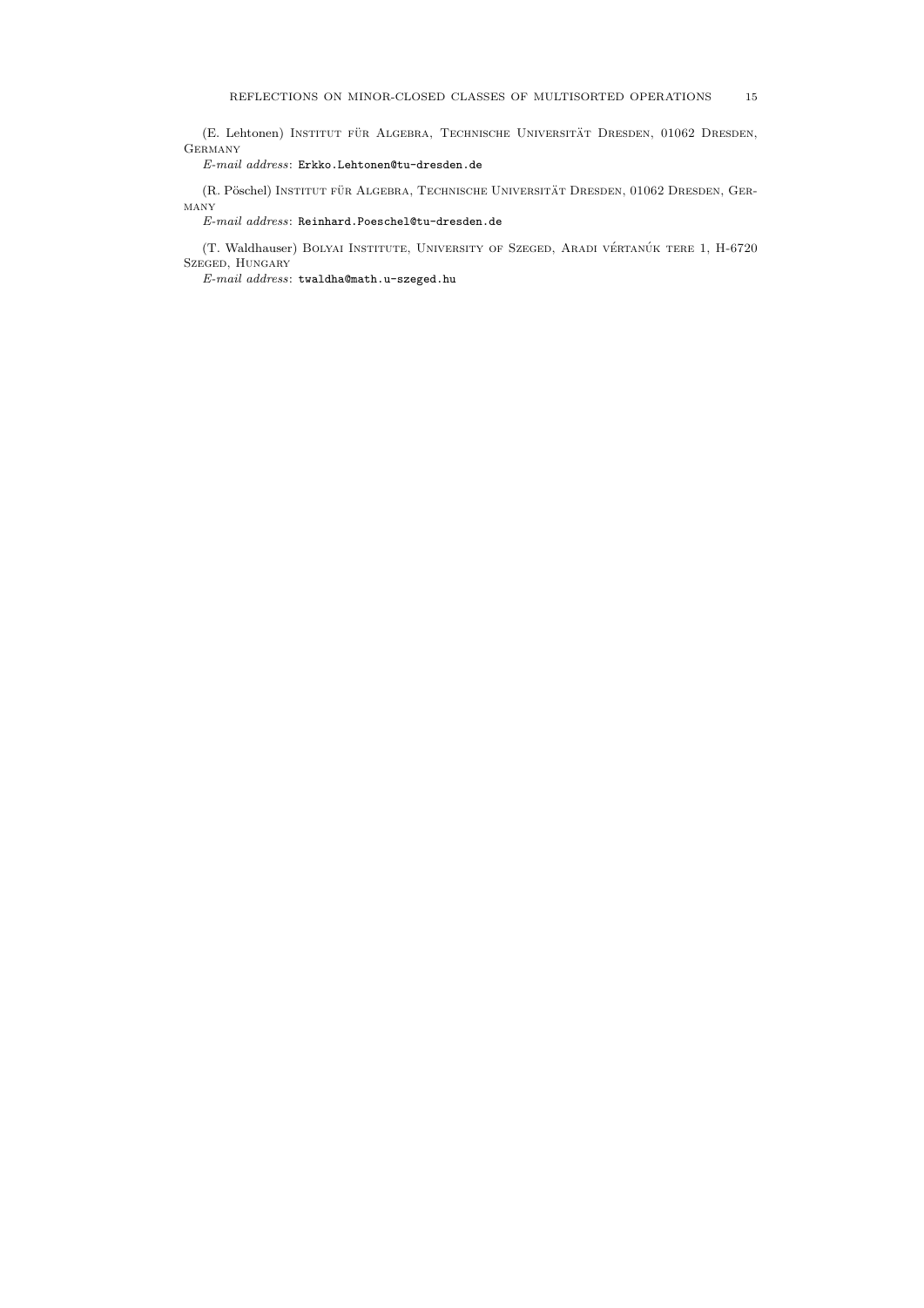(E. Lehtonen) Institut für Algebra, Technische Universität Dresden, 01062 Dresden, Germany

*E-mail address*: Erkko.Lehtonen@tu-dresden.de

(R. Pöschel) Institut für Algebra, Technische Universität Dresden, 01062 Dresden, Germany

*E-mail address*: Reinhard.Poeschel@tu-dresden.de

(T. Waldhauser) Bolyai Institute, University of Szeged, Aradi vértanúk tere 1, H-6720 Szeged, Hungary

*E-mail address*: twaldha@math.u-szeged.hu